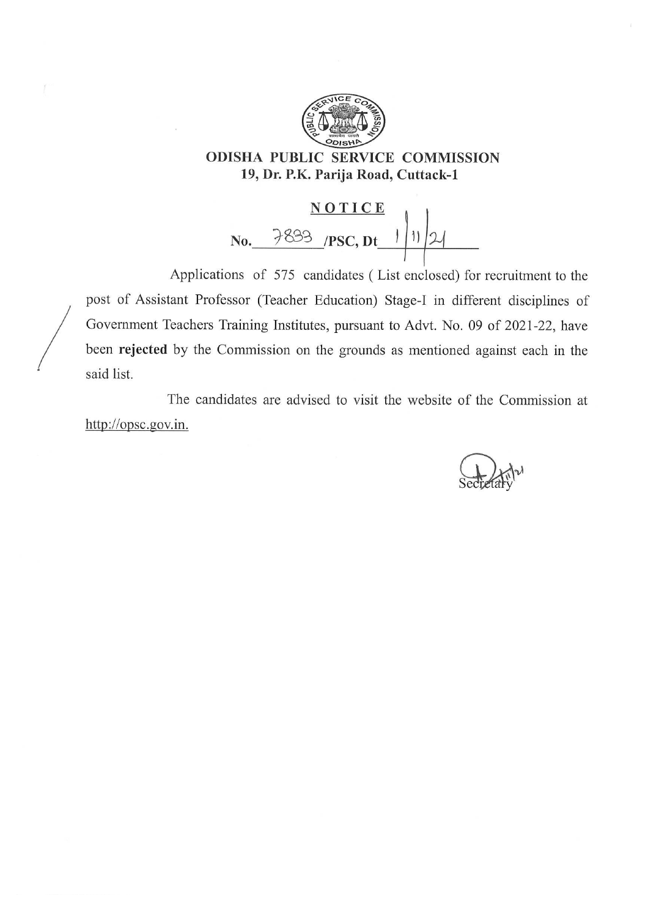# ODISHA PUBLIC SERVICE COMMISSION

**19, Dr. P.K. Parija Road, Cuttack-1**

## NOTICE

**No.** 7833 **/PSC, Dt** 1/11/21

Applications of 575 candidates ( List enclosed) for recruitment to the post of Assistant Professor (Teacher Education) Stage-I in different disciplines of Government Teachers Training Institutes, pursuant to Advt. No. 09 of 2021-22, have been **rejected** by the Commission on the grounds as mentioned against each in the said list.

The candidates are advised to visit the website of the Commission at http://opsc.gov.in.

Secretary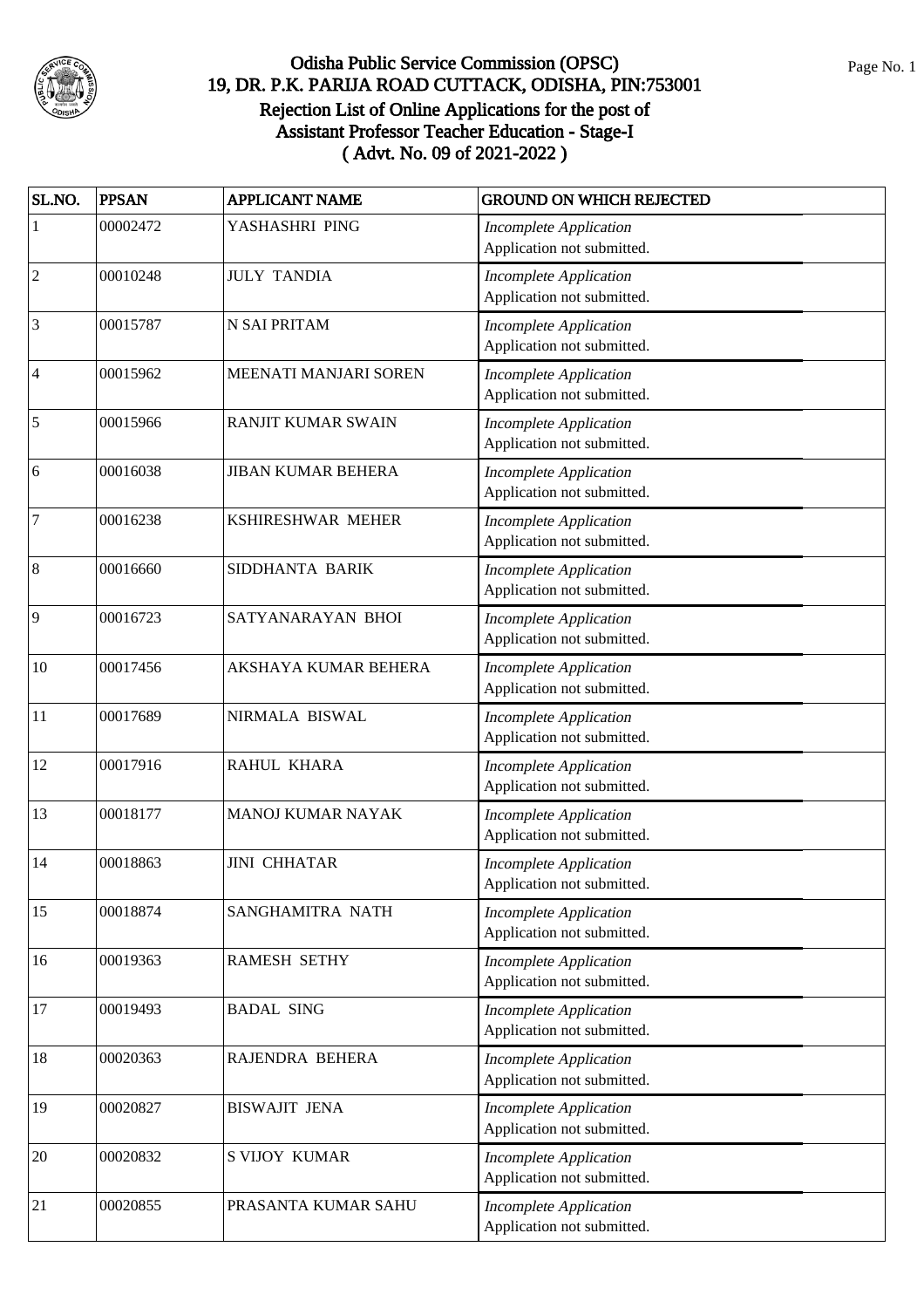# Odisha Public Service Commission (OPSC)
## 19, DR. P.K. PARIJA ROAD CUTTACK, ODISHA, PIN:753001
## Rejection List of Online Applications for the post of Assistant Professor Teacher Education - Stage-I
## ( Advt. No. 09 of 2021-2022 )

| SL.NO. | PPSAN | APPLICANT NAME | GROUND ON WHICH REJECTED |
|---|---|---|---|
| 1 | 00002472 | YASHASHRI PING | *Incomplete Application* Application not submitted. |
| 2 | 00010248 | JULY TANDIA | *Incomplete Application* Application not submitted. |
| 3 | 00015787 | N SAI PRITAM | *Incomplete Application* Application not submitted. |
| 4 | 00015962 | MEENATI MANJARI SOREN | *Incomplete Application* Application not submitted. |
| 5 | 00015966 | RANJIT KUMAR SWAIN | *Incomplete Application* Application not submitted. |
| 6 | 00016038 | JIBAN KUMAR BEHERA | *Incomplete Application* Application not submitted. |
| 7 | 00016238 | KSHIRESHWAR MEHER | *Incomplete Application* Application not submitted. |
| 8 | 00016660 | SIDDHANTA BARIK | *Incomplete Application* Application not submitted. |
| 9 | 00016723 | SATYANARAYAN BHOI | *Incomplete Application* Application not submitted. |
| 10 | 00017456 | AKSHAYA KUMAR BEHERA | *Incomplete Application* Application not submitted. |
| 11 | 00017689 | NIRMALA BISWAL | *Incomplete Application* Application not submitted. |
| 12 | 00017916 | RAHUL KHARA | *Incomplete Application* Application not submitted. |
| 13 | 00018177 | MANOJ KUMAR NAYAK | *Incomplete Application* Application not submitted. |
| 14 | 00018863 | JINI CHHATAR | *Incomplete Application* Application not submitted. |
| 15 | 00018874 | SANGHAMITRA NATH | *Incomplete Application* Application not submitted. |
| 16 | 00019363 | RAMESH SETHY | *Incomplete Application* Application not submitted. |
| 17 | 00019493 | BADAL SING | *Incomplete Application* Application not submitted. |
| 18 | 00020363 | RAJENDRA BEHERA | *Incomplete Application* Application not submitted. |
| 19 | 00020827 | BISWAJIT JENA | *Incomplete Application* Application not submitted. |
| 20 | 00020832 | S VIJOY KUMAR | *Incomplete Application* Application not submitted. |
| 21 | 00020855 | PRASANTA KUMAR SAHU | *Incomplete Application* Application not submitted. |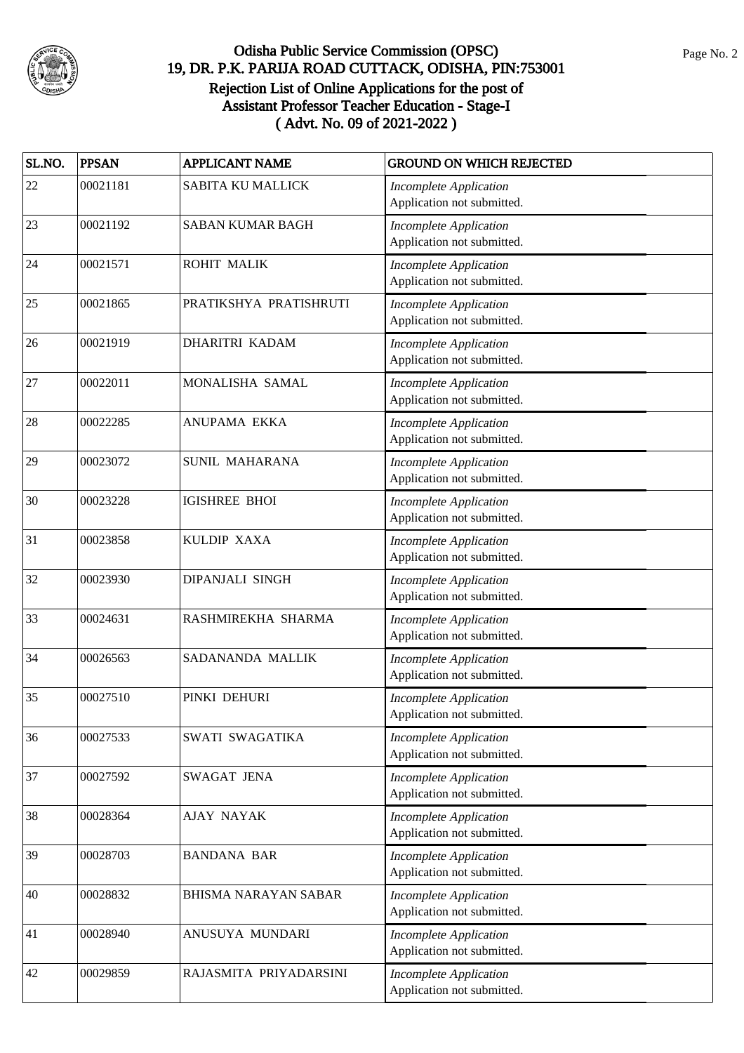# Odisha Public Service Commission (OPSC)
## 19, DR. P.K. PARIJA ROAD CUTTACK, ODISHA, PIN:753001
### Rejection List of Online Applications for the post of Assistant Professor Teacher Education - Stage-I ( Advt. No. 09 of 2021-2022 )

| SL.NO. | PPSAN | APPLICANT NAME | GROUND ON WHICH REJECTED |
|---|---|---|---|
| 22 | 00021181 | SABITA KU MALLICK | *Incomplete Application* Application not submitted. |
| 23 | 00021192 | SABAN KUMAR BAGH | *Incomplete Application* Application not submitted. |
| 24 | 00021571 | ROHIT MALIK | *Incomplete Application* Application not submitted. |
| 25 | 00021865 | PRATIKSHYA PRATISHRUTI | *Incomplete Application* Application not submitted. |
| 26 | 00021919 | DHARITRI KADAM | *Incomplete Application* Application not submitted. |
| 27 | 00022011 | MONALISHA SAMAL | *Incomplete Application* Application not submitted. |
| 28 | 00022285 | ANUPAMA EKKA | *Incomplete Application* Application not submitted. |
| 29 | 00023072 | SUNIL MAHARANA | *Incomplete Application* Application not submitted. |
| 30 | 00023228 | IGISHREE BHOI | *Incomplete Application* Application not submitted. |
| 31 | 00023858 | KULDIP XAXA | *Incomplete Application* Application not submitted. |
| 32 | 00023930 | DIPANJALI SINGH | *Incomplete Application* Application not submitted. |
| 33 | 00024631 | RASHMIREKHA SHARMA | *Incomplete Application* Application not submitted. |
| 34 | 00026563 | SADANANDA MALLIK | *Incomplete Application* Application not submitted. |
| 35 | 00027510 | PINKI DEHURI | *Incomplete Application* Application not submitted. |
| 36 | 00027533 | SWATI SWAGATIKA | *Incomplete Application* Application not submitted. |
| 37 | 00027592 | SWAGAT JENA | *Incomplete Application* Application not submitted. |
| 38 | 00028364 | AJAY NAYAK | *Incomplete Application* Application not submitted. |
| 39 | 00028703 | BANDANA BAR | *Incomplete Application* Application not submitted. |
| 40 | 00028832 | BHISMA NARAYAN SABAR | *Incomplete Application* Application not submitted. |
| 41 | 00028940 | ANUSUYA MUNDARI | *Incomplete Application* Application not submitted. |
| 42 | 00029859 | RAJASMITA PRIYADARSINI | *Incomplete Application* Application not submitted. |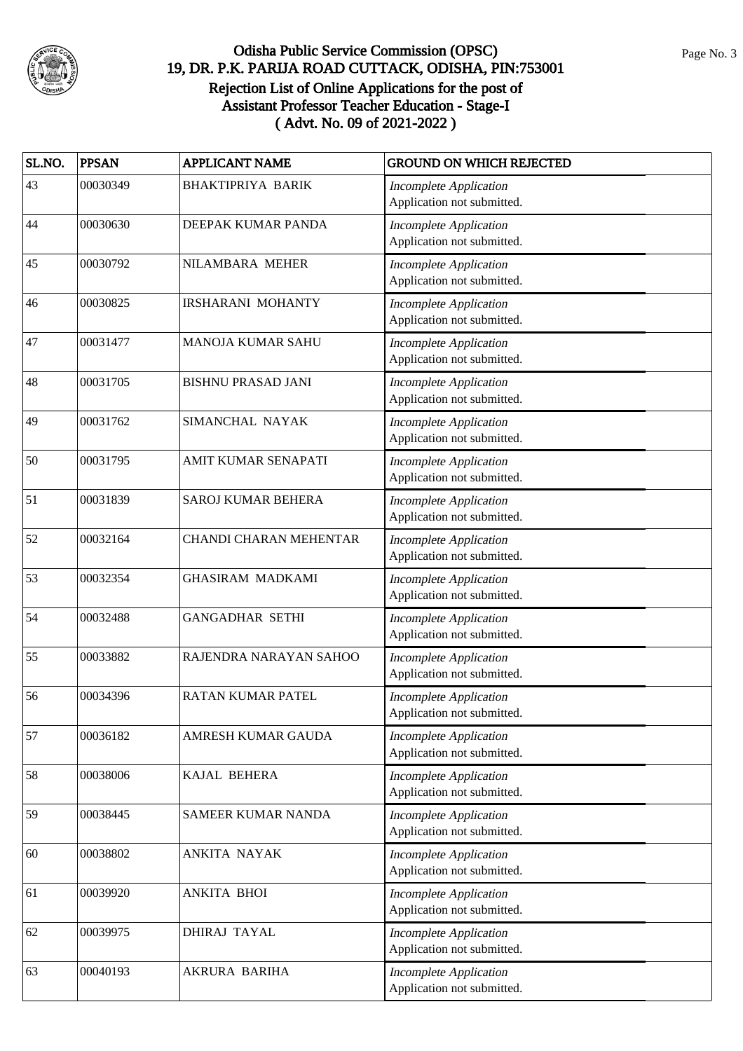# Odisha Public Service Commission (OPSC)
## 19, DR. P.K. PARIJA ROAD CUTTACK, ODISHA, PIN:753001
### Rejection List of Online Applications for the post of Assistant Professor Teacher Education - Stage-I ( Advt. No. 09 of 2021-2022 )

| SL.NO. | PPSAN | APPLICANT NAME | GROUND ON WHICH REJECTED |
|---|---|---|---|
| 43 | 00030349 | BHAKTIPRIYA BARIK | *Incomplete Application* Application not submitted. |
| 44 | 00030630 | DEEPAK KUMAR PANDA | *Incomplete Application* Application not submitted. |
| 45 | 00030792 | NILAMBARA MEHER | *Incomplete Application* Application not submitted. |
| 46 | 00030825 | IRSHARANI MOHANTY | *Incomplete Application* Application not submitted. |
| 47 | 00031477 | MANOJA KUMAR SAHU | *Incomplete Application* Application not submitted. |
| 48 | 00031705 | BISHNU PRASAD JANI | *Incomplete Application* Application not submitted. |
| 49 | 00031762 | SIMANCHAL NAYAK | *Incomplete Application* Application not submitted. |
| 50 | 00031795 | AMIT KUMAR SENAPATI | *Incomplete Application* Application not submitted. |
| 51 | 00031839 | SAROJ KUMAR BEHERA | *Incomplete Application* Application not submitted. |
| 52 | 00032164 | CHANDI CHARAN MEHENTAR | *Incomplete Application* Application not submitted. |
| 53 | 00032354 | GHASIRAM MADKAMI | *Incomplete Application* Application not submitted. |
| 54 | 00032488 | GANGADHAR SETHI | *Incomplete Application* Application not submitted. |
| 55 | 00033882 | RAJENDRA NARAYAN SAHOO | *Incomplete Application* Application not submitted. |
| 56 | 00034396 | RATAN KUMAR PATEL | *Incomplete Application* Application not submitted. |
| 57 | 00036182 | AMRESH KUMAR GAUDA | *Incomplete Application* Application not submitted. |
| 58 | 00038006 | KAJAL BEHERA | *Incomplete Application* Application not submitted. |
| 59 | 00038445 | SAMEER KUMAR NANDA | *Incomplete Application* Application not submitted. |
| 60 | 00038802 | ANKITA NAYAK | *Incomplete Application* Application not submitted. |
| 61 | 00039920 | ANKITA BHOI | *Incomplete Application* Application not submitted. |
| 62 | 00039975 | DHIRAJ TAYAL | *Incomplete Application* Application not submitted. |
| 63 | 00040193 | AKRURA BARIHA | *Incomplete Application* Application not submitted. |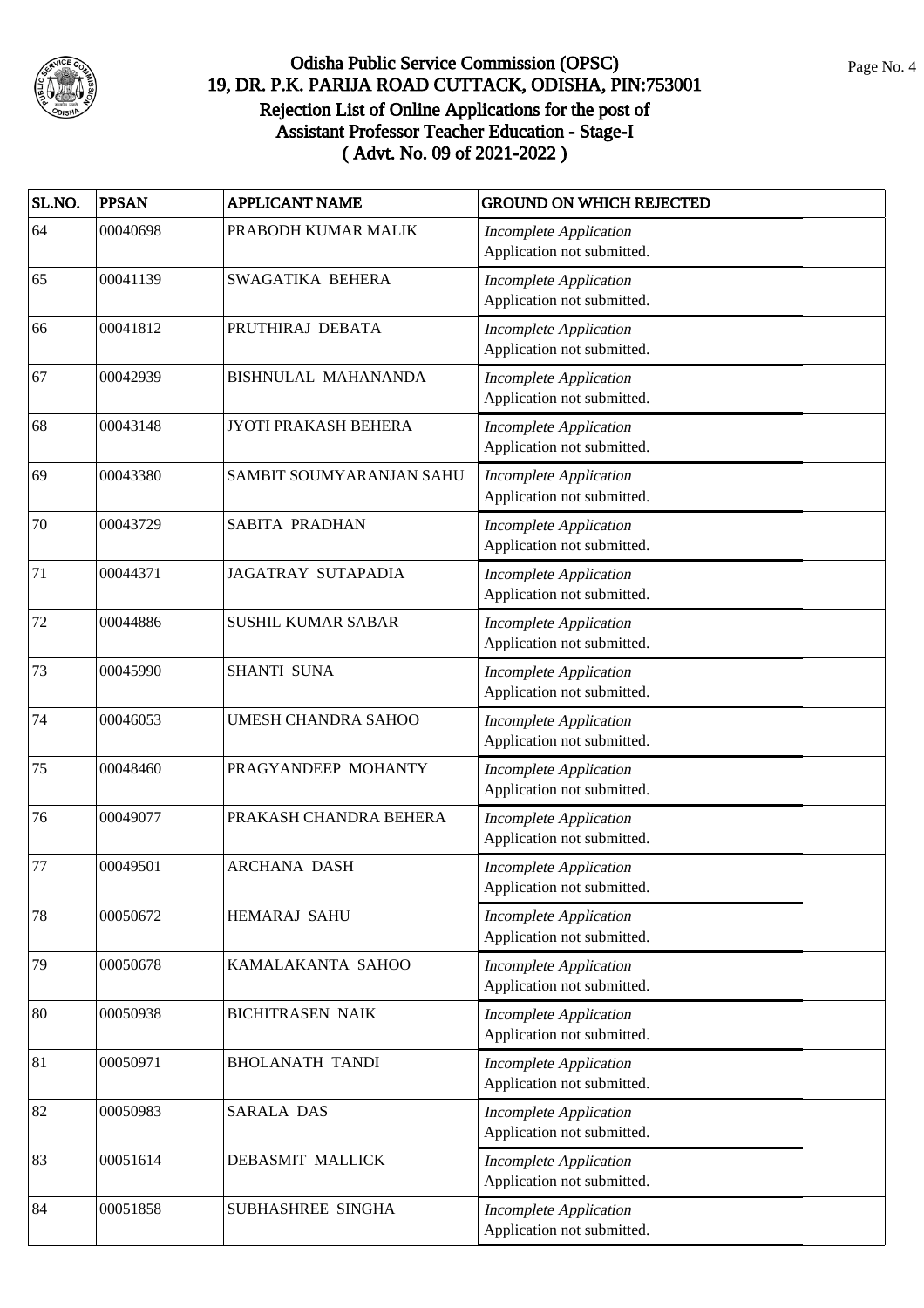# Odisha Public Service Commission (OPSC)
## 19, DR. P.K. PARIJA ROAD CUTTACK, ODISHA, PIN:753001
## Rejection List of Online Applications for the post of Assistant Professor Teacher Education - Stage-I
## ( Advt. No. 09 of 2021-2022 )

| SL.NO. | PPSAN | APPLICANT NAME | GROUND ON WHICH REJECTED |
|---|---|---|---|
| 64 | 00040698 | PRABODH KUMAR MALIK | *Incomplete Application* Application not submitted. |
| 65 | 00041139 | SWAGATIKA BEHERA | *Incomplete Application* Application not submitted. |
| 66 | 00041812 | PRUTHIRAJ DEBATA | *Incomplete Application* Application not submitted. |
| 67 | 00042939 | BISHNULAL MAHANANDA | *Incomplete Application* Application not submitted. |
| 68 | 00043148 | JYOTI PRAKASH BEHERA | *Incomplete Application* Application not submitted. |
| 69 | 00043380 | SAMBIT SOUMYARANJAN SAHU | *Incomplete Application* Application not submitted. |
| 70 | 00043729 | SABITA PRADHAN | *Incomplete Application* Application not submitted. |
| 71 | 00044371 | JAGATRAY SUTAPADIA | *Incomplete Application* Application not submitted. |
| 72 | 00044886 | SUSHIL KUMAR SABAR | *Incomplete Application* Application not submitted. |
| 73 | 00045990 | SHANTI SUNA | *Incomplete Application* Application not submitted. |
| 74 | 00046053 | UMESH CHANDRA SAHOO | *Incomplete Application* Application not submitted. |
| 75 | 00048460 | PRAGYANDEEP MOHANTY | *Incomplete Application* Application not submitted. |
| 76 | 00049077 | PRAKASH CHANDRA BEHERA | *Incomplete Application* Application not submitted. |
| 77 | 00049501 | ARCHANA DASH | *Incomplete Application* Application not submitted. |
| 78 | 00050672 | HEMARAJ SAHU | *Incomplete Application* Application not submitted. |
| 79 | 00050678 | KAMALAKANTA SAHOO | *Incomplete Application* Application not submitted. |
| 80 | 00050938 | BICHITRASEN NAIK | *Incomplete Application* Application not submitted. |
| 81 | 00050971 | BHOLANATH TANDI | *Incomplete Application* Application not submitted. |
| 82 | 00050983 | SARALA DAS | *Incomplete Application* Application not submitted. |
| 83 | 00051614 | DEBASMIT MALLICK | *Incomplete Application* Application not submitted. |
| 84 | 00051858 | SUBHASHREE SINGHA | *Incomplete Application* Application not submitted. |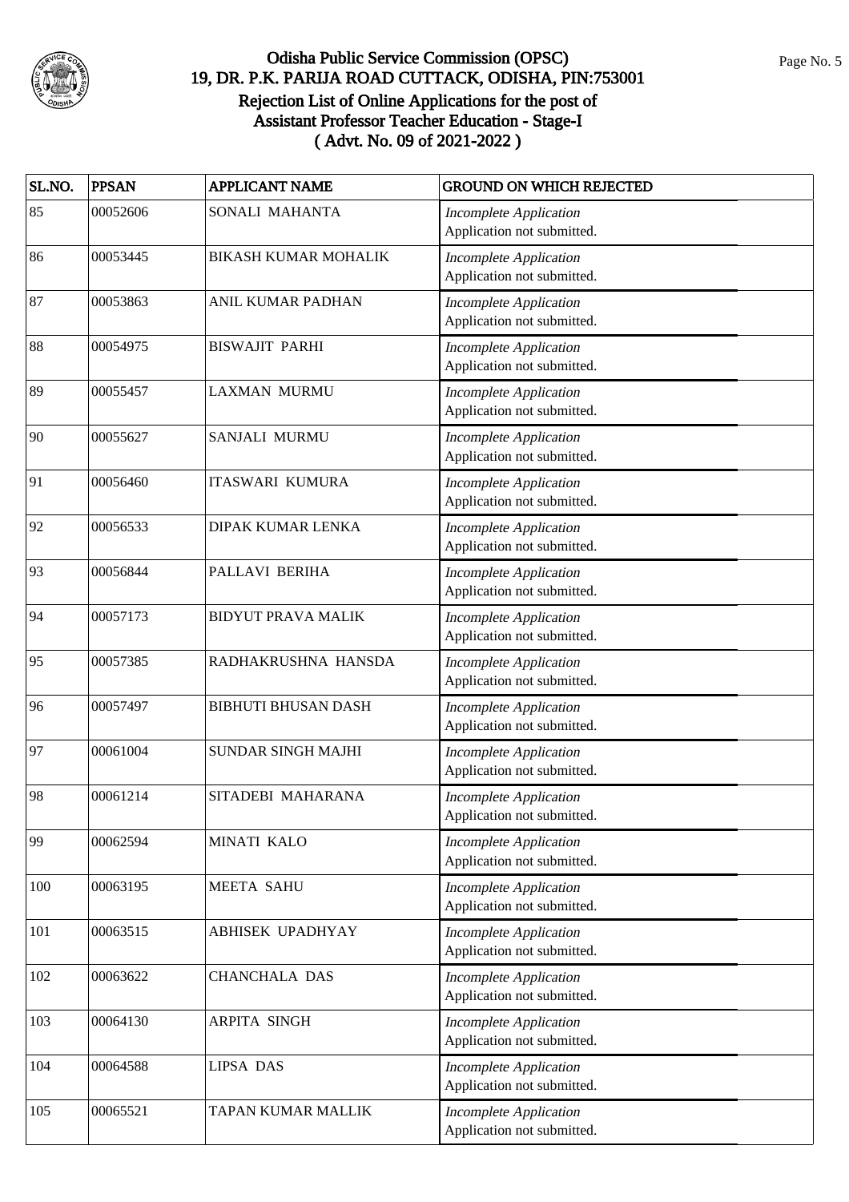# Odisha Public Service Commission (OPSC)
## 19, DR. P.K. PARIJA ROAD CUTTACK, ODISHA, PIN:753001
### Rejection List of Online Applications for the post of Assistant Professor Teacher Education - Stage-I ( Advt. No. 09 of 2021-2022 )

| SL.NO. | PPSAN | APPLICANT NAME | GROUND ON WHICH REJECTED |
|---|---|---|---|
| 85 | 00052606 | SONALI MAHANTA | *Incomplete Application* Application not submitted. |
| 86 | 00053445 | BIKASH KUMAR MOHALIK | *Incomplete Application* Application not submitted. |
| 87 | 00053863 | ANIL KUMAR PADHAN | *Incomplete Application* Application not submitted. |
| 88 | 00054975 | BISWAJIT PARHI | *Incomplete Application* Application not submitted. |
| 89 | 00055457 | LAXMAN MURMU | *Incomplete Application* Application not submitted. |
| 90 | 00055627 | SANJALI MURMU | *Incomplete Application* Application not submitted. |
| 91 | 00056460 | ITASWARI KUMURA | *Incomplete Application* Application not submitted. |
| 92 | 00056533 | DIPAK KUMAR LENKA | *Incomplete Application* Application not submitted. |
| 93 | 00056844 | PALLAVI BERIHA | *Incomplete Application* Application not submitted. |
| 94 | 00057173 | BIDYUT PRAVA MALIK | *Incomplete Application* Application not submitted. |
| 95 | 00057385 | RADHAKRUSHNA HANSDA | *Incomplete Application* Application not submitted. |
| 96 | 00057497 | BIBHUTI BHUSAN DASH | *Incomplete Application* Application not submitted. |
| 97 | 00061004 | SUNDAR SINGH MAJHI | *Incomplete Application* Application not submitted. |
| 98 | 00061214 | SITADEBI MAHARANA | *Incomplete Application* Application not submitted. |
| 99 | 00062594 | MINATI KALO | *Incomplete Application* Application not submitted. |
| 100 | 00063195 | MEETA SAHU | *Incomplete Application* Application not submitted. |
| 101 | 00063515 | ABHISEK UPADHYAY | *Incomplete Application* Application not submitted. |
| 102 | 00063622 | CHANCHALA DAS | *Incomplete Application* Application not submitted. |
| 103 | 00064130 | ARPITA SINGH | *Incomplete Application* Application not submitted. |
| 104 | 00064588 | LIPSA DAS | *Incomplete Application* Application not submitted. |
| 105 | 00065521 | TAPAN KUMAR MALLIK | *Incomplete Application* Application not submitted. |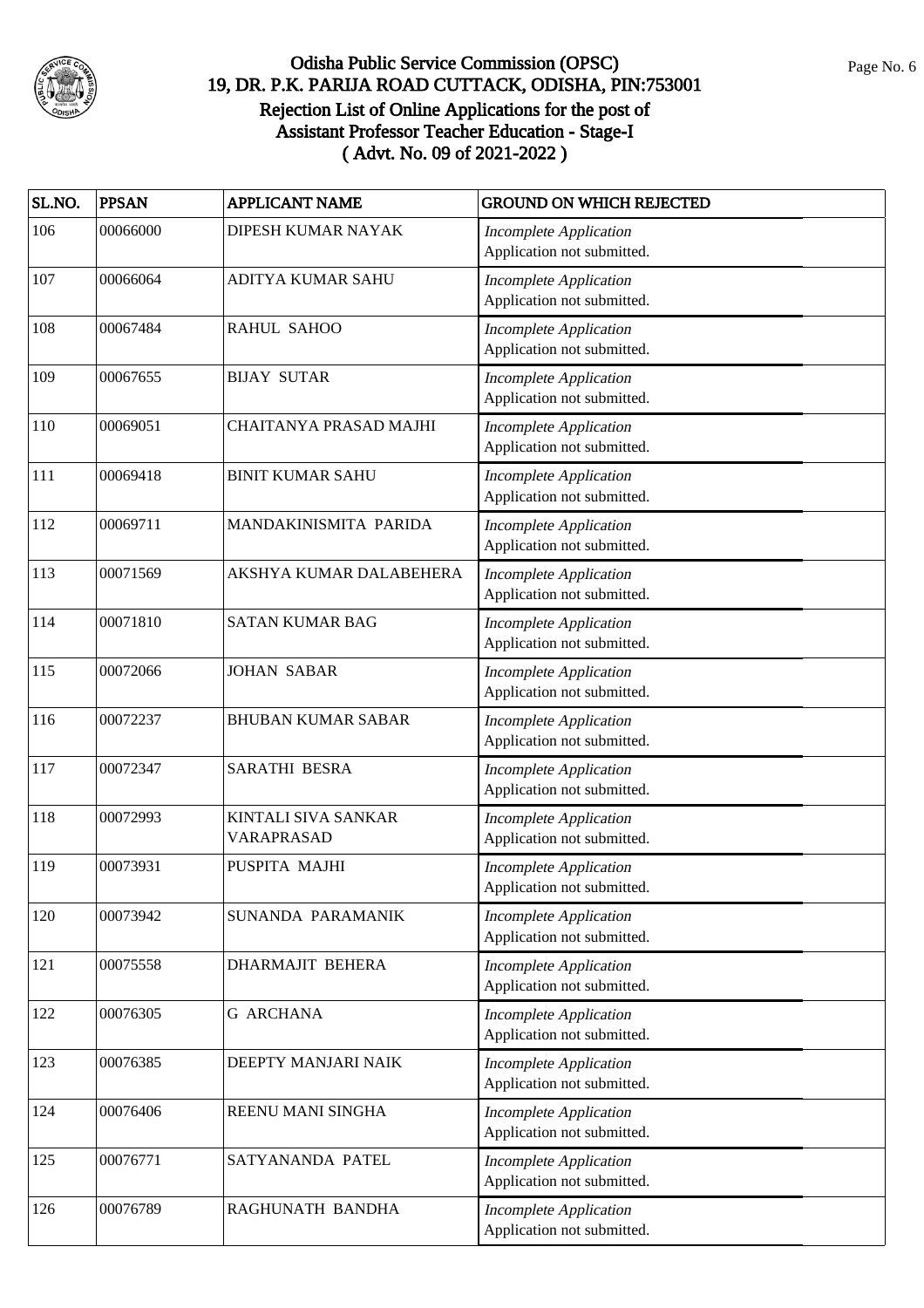# Odisha Public Service Commission (OPSC)
## 19, DR. P.K. PARIJA ROAD CUTTACK, ODISHA, PIN:753001
## Rejection List of Online Applications for the post of Assistant Professor Teacher Education - Stage-I
## ( Advt. No. 09 of 2021-2022 )

| SL.NO. | PPSAN | APPLICANT NAME | GROUND ON WHICH REJECTED |
|---|---|---|---|
| 106 | 00066000 | DIPESH KUMAR NAYAK | *Incomplete Application* Application not submitted. |
| 107 | 00066064 | ADITYA KUMAR SAHU | *Incomplete Application* Application not submitted. |
| 108 | 00067484 | RAHUL SAHOO | *Incomplete Application* Application not submitted. |
| 109 | 00067655 | BIJAY SUTAR | *Incomplete Application* Application not submitted. |
| 110 | 00069051 | CHAITANYA PRASAD MAJHI | *Incomplete Application* Application not submitted. |
| 111 | 00069418 | BINIT KUMAR SAHU | *Incomplete Application* Application not submitted. |
| 112 | 00069711 | MANDAKINISMITA PARIDA | *Incomplete Application* Application not submitted. |
| 113 | 00071569 | AKSHYA KUMAR DALABEHERA | *Incomplete Application* Application not submitted. |
| 114 | 00071810 | SATAN KUMAR BAG | *Incomplete Application* Application not submitted. |
| 115 | 00072066 | JOHAN SABAR | *Incomplete Application* Application not submitted. |
| 116 | 00072237 | BHUBAN KUMAR SABAR | *Incomplete Application* Application not submitted. |
| 117 | 00072347 | SARATHI BESRA | *Incomplete Application* Application not submitted. |
| 118 | 00072993 | KINTALI SIVA SANKAR VARAPRASAD | *Incomplete Application* Application not submitted. |
| 119 | 00073931 | PUSPITA MAJHI | *Incomplete Application* Application not submitted. |
| 120 | 00073942 | SUNANDA PARAMANIK | *Incomplete Application* Application not submitted. |
| 121 | 00075558 | DHARMAJIT BEHERA | *Incomplete Application* Application not submitted. |
| 122 | 00076305 | G ARCHANA | *Incomplete Application* Application not submitted. |
| 123 | 00076385 | DEEPTY MANJARI NAIK | *Incomplete Application* Application not submitted. |
| 124 | 00076406 | REENU MANI SINGHA | *Incomplete Application* Application not submitted. |
| 125 | 00076771 | SATYANANDA PATEL | *Incomplete Application* Application not submitted. |
| 126 | 00076789 | RAGHUNATH BANDHA | *Incomplete Application* Application not submitted. |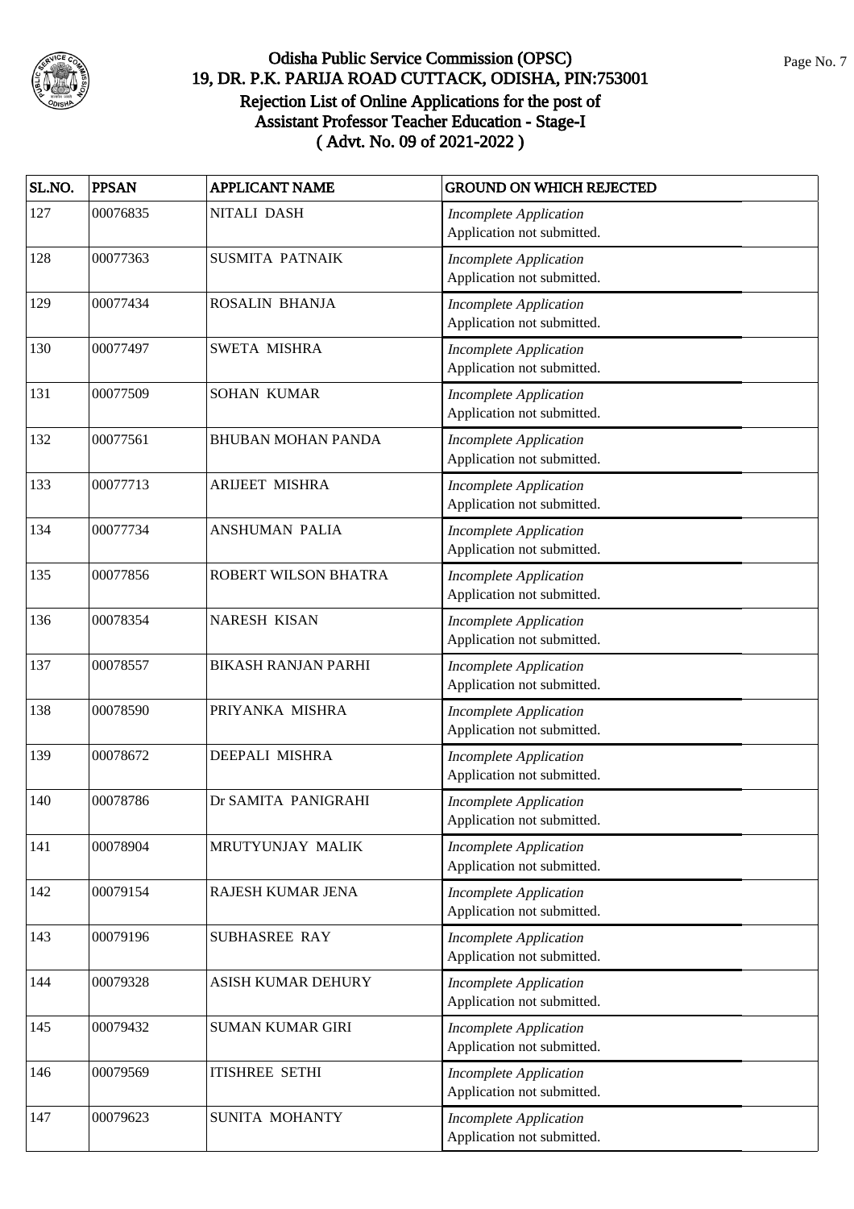# Odisha Public Service Commission (OPSC)

## 19, DR. P.K. PARIJA ROAD CUTTACK, ODISHA, PIN:753001

## Rejection List of Online Applications for the post of Assistant Professor Teacher Education - Stage-I

## ( Advt. No. 09 of 2021-2022 )

| SL.NO. | PPSAN | APPLICANT NAME | GROUND ON WHICH REJECTED |
|---|---|---|---|
| 127 | 00076835 | NITALI DASH | *Incomplete Application* Application not submitted. |
| 128 | 00077363 | SUSMITA PATNAIK | *Incomplete Application* Application not submitted. |
| 129 | 00077434 | ROSALIN BHANJA | *Incomplete Application* Application not submitted. |
| 130 | 00077497 | SWETA MISHRA | *Incomplete Application* Application not submitted. |
| 131 | 00077509 | SOHAN KUMAR | *Incomplete Application* Application not submitted. |
| 132 | 00077561 | BHUBAN MOHAN PANDA | *Incomplete Application* Application not submitted. |
| 133 | 00077713 | ARIJEET MISHRA | *Incomplete Application* Application not submitted. |
| 134 | 00077734 | ANSHUMAN PALIA | *Incomplete Application* Application not submitted. |
| 135 | 00077856 | ROBERT WILSON BHATRA | *Incomplete Application* Application not submitted. |
| 136 | 00078354 | NARESH KISAN | *Incomplete Application* Application not submitted. |
| 137 | 00078557 | BIKASH RANJAN PARHI | *Incomplete Application* Application not submitted. |
| 138 | 00078590 | PRIYANKA MISHRA | *Incomplete Application* Application not submitted. |
| 139 | 00078672 | DEEPALI MISHRA | *Incomplete Application* Application not submitted. |
| 140 | 00078786 | Dr SAMITA PANIGRAHI | *Incomplete Application* Application not submitted. |
| 141 | 00078904 | MRUTYUNJAY MALIK | *Incomplete Application* Application not submitted. |
| 142 | 00079154 | RAJESH KUMAR JENA | *Incomplete Application* Application not submitted. |
| 143 | 00079196 | SUBHASREE RAY | *Incomplete Application* Application not submitted. |
| 144 | 00079328 | ASISH KUMAR DEHURY | *Incomplete Application* Application not submitted. |
| 145 | 00079432 | SUMAN KUMAR GIRI | *Incomplete Application* Application not submitted. |
| 146 | 00079569 | ITISHREE SETHI | *Incomplete Application* Application not submitted. |
| 147 | 00079623 | SUNITA MOHANTY | *Incomplete Application* Application not submitted. |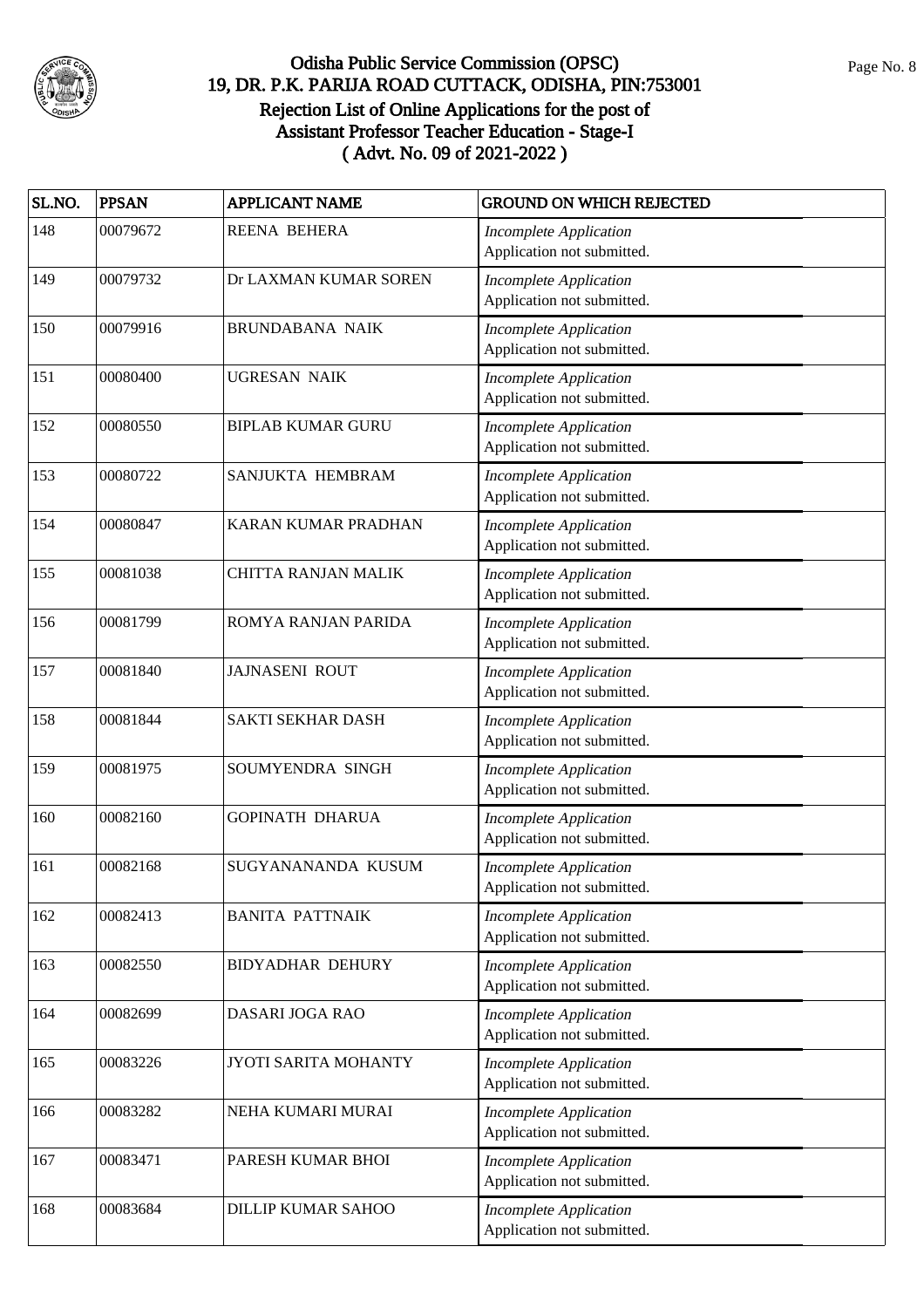# Odisha Public Service Commission (OPSC)
## 19, DR. P.K. PARIJA ROAD CUTTACK, ODISHA, PIN:753001
## Rejection List of Online Applications for the post of Assistant Professor Teacher Education - Stage-I
## ( Advt. No. 09 of 2021-2022 )

| SL.NO. | PPSAN | APPLICANT NAME | GROUND ON WHICH REJECTED |
|---|---|---|---|
| 148 | 00079672 | REENA BEHERA | *Incomplete Application* Application not submitted. |
| 149 | 00079732 | Dr LAXMAN KUMAR SOREN | *Incomplete Application* Application not submitted. |
| 150 | 00079916 | BRUNDABANA NAIK | *Incomplete Application* Application not submitted. |
| 151 | 00080400 | UGRESAN NAIK | *Incomplete Application* Application not submitted. |
| 152 | 00080550 | BIPLAB KUMAR GURU | *Incomplete Application* Application not submitted. |
| 153 | 00080722 | SANJUKTA HEMBRAM | *Incomplete Application* Application not submitted. |
| 154 | 00080847 | KARAN KUMAR PRADHAN | *Incomplete Application* Application not submitted. |
| 155 | 00081038 | CHITTA RANJAN MALIK | *Incomplete Application* Application not submitted. |
| 156 | 00081799 | ROMYA RANJAN PARIDA | *Incomplete Application* Application not submitted. |
| 157 | 00081840 | JAJNASENI ROUT | *Incomplete Application* Application not submitted. |
| 158 | 00081844 | SAKTI SEKHAR DASH | *Incomplete Application* Application not submitted. |
| 159 | 00081975 | SOUMYENDRA SINGH | *Incomplete Application* Application not submitted. |
| 160 | 00082160 | GOPINATH DHARUA | *Incomplete Application* Application not submitted. |
| 161 | 00082168 | SUGYANANANDA KUSUM | *Incomplete Application* Application not submitted. |
| 162 | 00082413 | BANITA PATTNAIK | *Incomplete Application* Application not submitted. |
| 163 | 00082550 | BIDYADHAR DEHURY | *Incomplete Application* Application not submitted. |
| 164 | 00082699 | DASARI JOGA RAO | *Incomplete Application* Application not submitted. |
| 165 | 00083226 | JYOTI SARITA MOHANTY | *Incomplete Application* Application not submitted. |
| 166 | 00083282 | NEHA KUMARI MURAI | *Incomplete Application* Application not submitted. |
| 167 | 00083471 | PARESH KUMAR BHOI | *Incomplete Application* Application not submitted. |
| 168 | 00083684 | DILLIP KUMAR SAHOO | *Incomplete Application* Application not submitted. |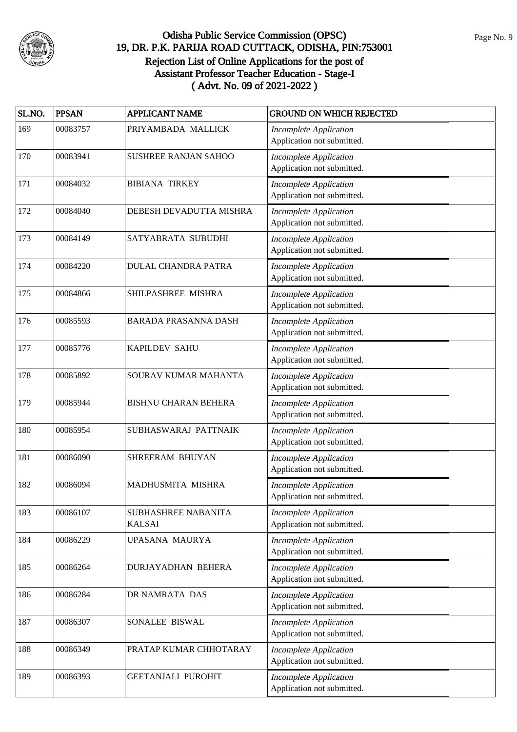# Odisha Public Service Commission (OPSC)
## 19, DR. P.K. PARIJA ROAD CUTTACK, ODISHA, PIN:753001
## Rejection List of Online Applications for the post of Assistant Professor Teacher Education - Stage-I
## ( Advt. No. 09 of 2021-2022 )

| SL.NO. | PPSAN | APPLICANT NAME | GROUND ON WHICH REJECTED |
|---|---|---|---|
| 169 | 00083757 | PRIYAMBADA MALLICK | *Incomplete Application* Application not submitted. |
| 170 | 00083941 | SUSHREE RANJAN SAHOO | *Incomplete Application* Application not submitted. |
| 171 | 00084032 | BIBIANA TIRKEY | *Incomplete Application* Application not submitted. |
| 172 | 00084040 | DEBESH DEVADUTTA MISHRA | *Incomplete Application* Application not submitted. |
| 173 | 00084149 | SATYABRATA SUBUDHI | *Incomplete Application* Application not submitted. |
| 174 | 00084220 | DULAL CHANDRA PATRA | *Incomplete Application* Application not submitted. |
| 175 | 00084866 | SHILPASHREE MISHRA | *Incomplete Application* Application not submitted. |
| 176 | 00085593 | BARADA PRASANNA DASH | *Incomplete Application* Application not submitted. |
| 177 | 00085776 | KAPILDEV SAHU | *Incomplete Application* Application not submitted. |
| 178 | 00085892 | SOURAV KUMAR MAHANTA | *Incomplete Application* Application not submitted. |
| 179 | 00085944 | BISHNU CHARAN BEHERA | *Incomplete Application* Application not submitted. |
| 180 | 00085954 | SUBHASWARAJ PATTNAIK | *Incomplete Application* Application not submitted. |
| 181 | 00086090 | SHREERAM BHUYAN | *Incomplete Application* Application not submitted. |
| 182 | 00086094 | MADHUSMITA MISHRA | *Incomplete Application* Application not submitted. |
| 183 | 00086107 | SUBHASHREE NABANITA KALSAI | *Incomplete Application* Application not submitted. |
| 184 | 00086229 | UPASANA MAURYA | *Incomplete Application* Application not submitted. |
| 185 | 00086264 | DURJAYADHAN BEHERA | *Incomplete Application* Application not submitted. |
| 186 | 00086284 | DR NAMRATA DAS | *Incomplete Application* Application not submitted. |
| 187 | 00086307 | SONALEE BISWAL | *Incomplete Application* Application not submitted. |
| 188 | 00086349 | PRATAP KUMAR CHHOTARAY | *Incomplete Application* Application not submitted. |
| 189 | 00086393 | GEETANJALI PUROHIT | *Incomplete Application* Application not submitted. |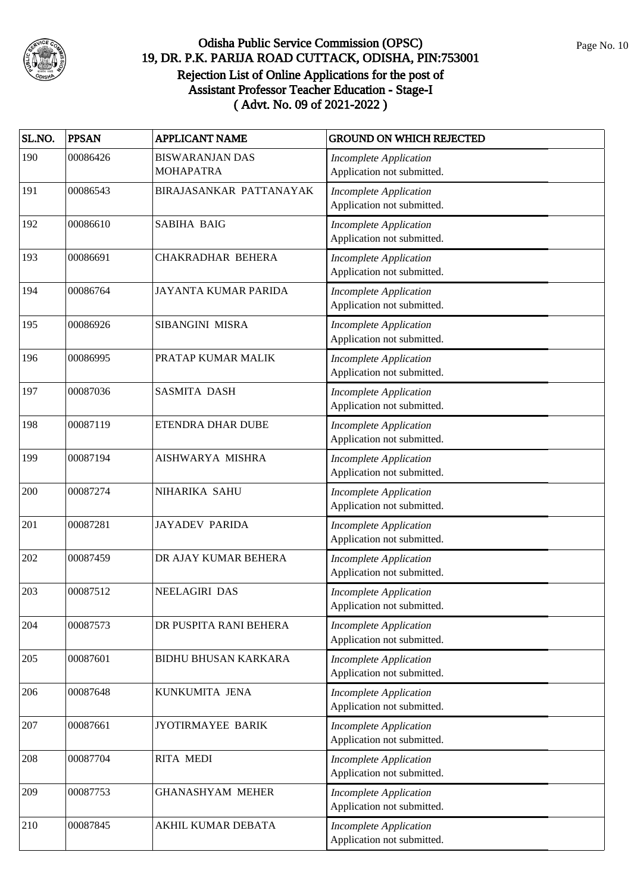# Odisha Public Service Commission (OPSC)
## 19, DR. P.K. PARIJA ROAD CUTTACK, ODISHA, PIN:753001
## Rejection List of Online Applications for the post of Assistant Professor Teacher Education - Stage-I
## ( Advt. No. 09 of 2021-2022 )

| SL.NO. | PPSAN | APPLICANT NAME | GROUND ON WHICH REJECTED |
|---|---|---|---|
| 190 | 00086426 | BISWARANJAN DAS MOHAPATRA | *Incomplete Application* Application not submitted. |
| 191 | 00086543 | BIRAJASANKAR PATTANAYAK | *Incomplete Application* Application not submitted. |
| 192 | 00086610 | SABIHA BAIG | *Incomplete Application* Application not submitted. |
| 193 | 00086691 | CHAKRADHAR BEHERA | *Incomplete Application* Application not submitted. |
| 194 | 00086764 | JAYANTA KUMAR PARIDA | *Incomplete Application* Application not submitted. |
| 195 | 00086926 | SIBANGINI MISRA | *Incomplete Application* Application not submitted. |
| 196 | 00086995 | PRATAP KUMAR MALIK | *Incomplete Application* Application not submitted. |
| 197 | 00087036 | SASMITA DASH | *Incomplete Application* Application not submitted. |
| 198 | 00087119 | ETENDRA DHAR DUBE | *Incomplete Application* Application not submitted. |
| 199 | 00087194 | AISHWARYA MISHRA | *Incomplete Application* Application not submitted. |
| 200 | 00087274 | NIHARIKA SAHU | *Incomplete Application* Application not submitted. |
| 201 | 00087281 | JAYADEV PARIDA | *Incomplete Application* Application not submitted. |
| 202 | 00087459 | DR AJAY KUMAR BEHERA | *Incomplete Application* Application not submitted. |
| 203 | 00087512 | NEELAGIRI DAS | *Incomplete Application* Application not submitted. |
| 204 | 00087573 | DR PUSPITA RANI BEHERA | *Incomplete Application* Application not submitted. |
| 205 | 00087601 | BIDHU BHUSAN KARKARA | *Incomplete Application* Application not submitted. |
| 206 | 00087648 | KUNKUMITA JENA | *Incomplete Application* Application not submitted. |
| 207 | 00087661 | JYOTIRMAYEE BARIK | *Incomplete Application* Application not submitted. |
| 208 | 00087704 | RITA MEDI | *Incomplete Application* Application not submitted. |
| 209 | 00087753 | GHANASHYAM MEHER | *Incomplete Application* Application not submitted. |
| 210 | 00087845 | AKHIL KUMAR DEBATA | *Incomplete Application* Application not submitted. |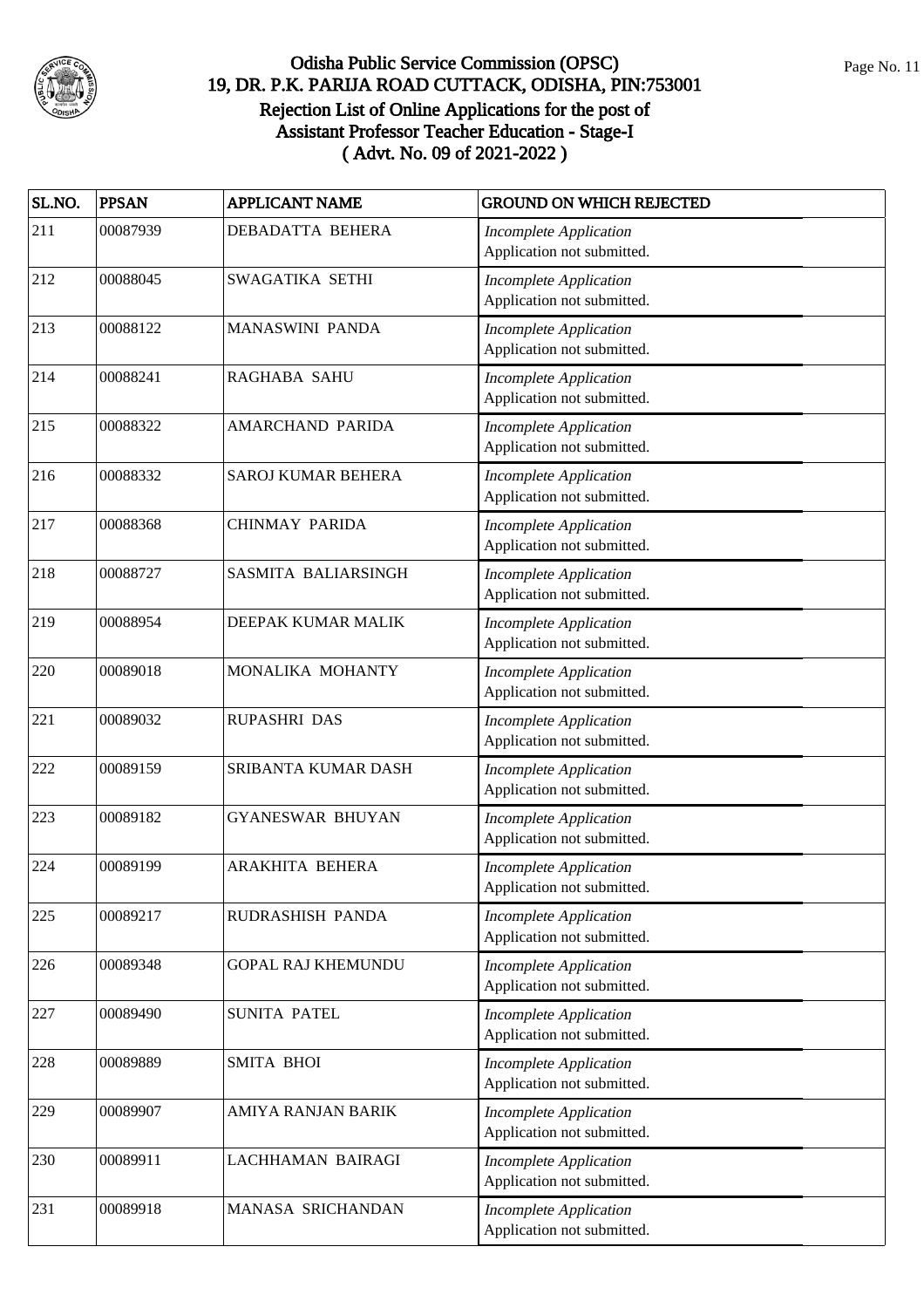# Odisha Public Service Commission (OPSC)
## 19, DR. P.K. PARIJA ROAD CUTTACK, ODISHA, PIN:753001
## Rejection List of Online Applications for the post of Assistant Professor Teacher Education - Stage-I
## ( Advt. No. 09 of 2021-2022 )

| SL.NO. | PPSAN | APPLICANT NAME | GROUND ON WHICH REJECTED |
|---|---|---|---|
| 211 | 00087939 | DEBADATTA BEHERA | *Incomplete Application* Application not submitted. |
| 212 | 00088045 | SWAGATIKA SETHI | *Incomplete Application* Application not submitted. |
| 213 | 00088122 | MANASWINI PANDA | *Incomplete Application* Application not submitted. |
| 214 | 00088241 | RAGHABA SAHU | *Incomplete Application* Application not submitted. |
| 215 | 00088322 | AMARCHAND PARIDA | *Incomplete Application* Application not submitted. |
| 216 | 00088332 | SAROJ KUMAR BEHERA | *Incomplete Application* Application not submitted. |
| 217 | 00088368 | CHINMAY PARIDA | *Incomplete Application* Application not submitted. |
| 218 | 00088727 | SASMITA BALIARSINGH | *Incomplete Application* Application not submitted. |
| 219 | 00088954 | DEEPAK KUMAR MALIK | *Incomplete Application* Application not submitted. |
| 220 | 00089018 | MONALIKA MOHANTY | *Incomplete Application* Application not submitted. |
| 221 | 00089032 | RUPASHRI DAS | *Incomplete Application* Application not submitted. |
| 222 | 00089159 | SRIBANTA KUMAR DASH | *Incomplete Application* Application not submitted. |
| 223 | 00089182 | GYANESWAR BHUYAN | *Incomplete Application* Application not submitted. |
| 224 | 00089199 | ARAKHITA BEHERA | *Incomplete Application* Application not submitted. |
| 225 | 00089217 | RUDRASHISH PANDA | *Incomplete Application* Application not submitted. |
| 226 | 00089348 | GOPAL RAJ KHEMUNDU | *Incomplete Application* Application not submitted. |
| 227 | 00089490 | SUNITA PATEL | *Incomplete Application* Application not submitted. |
| 228 | 00089889 | SMITA BHOI | *Incomplete Application* Application not submitted. |
| 229 | 00089907 | AMIYA RANJAN BARIK | *Incomplete Application* Application not submitted. |
| 230 | 00089911 | LACHHAMAN BAIRAGI | *Incomplete Application* Application not submitted. |
| 231 | 00089918 | MANASA SRICHANDAN | *Incomplete Application* Application not submitted. |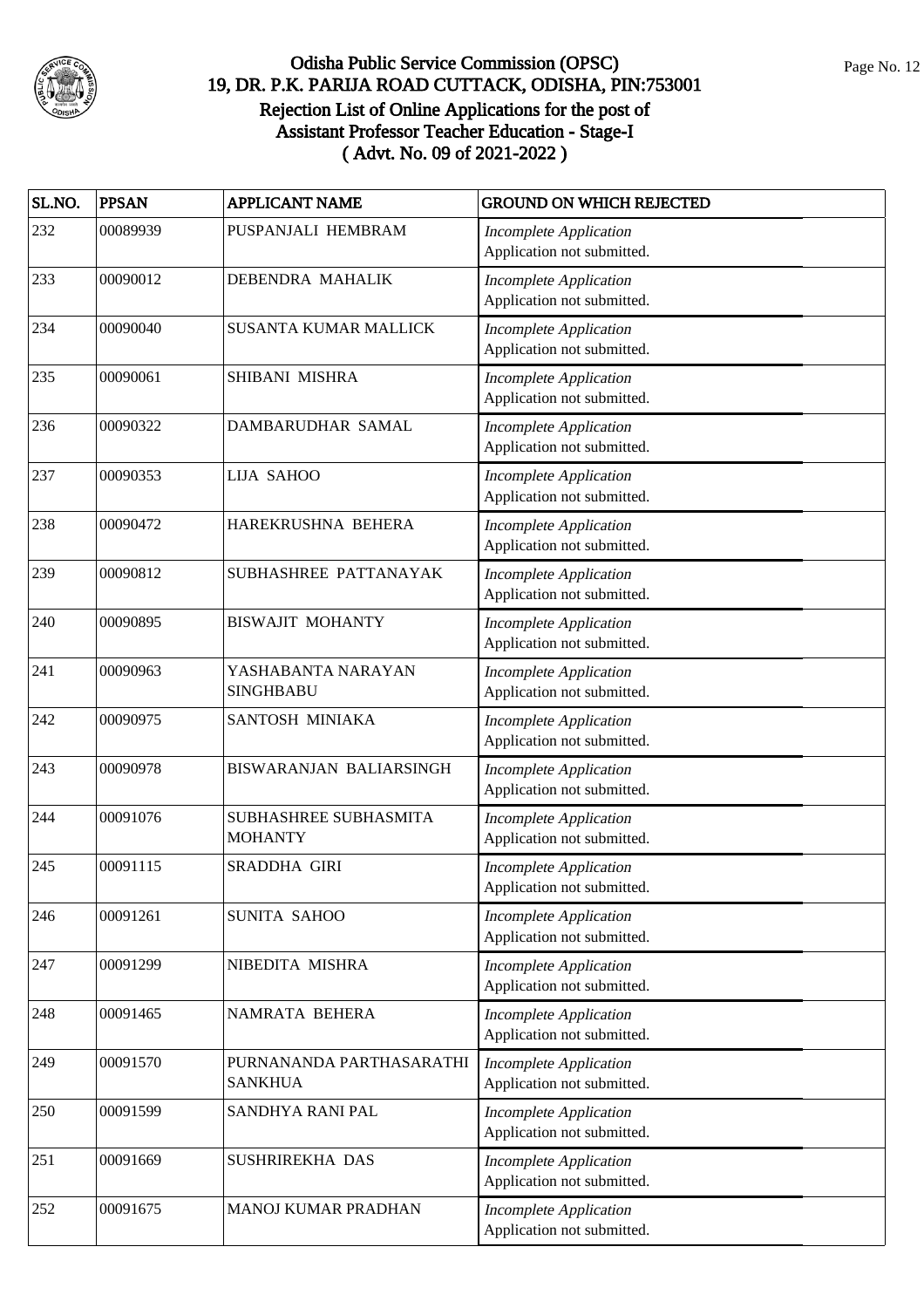# Odisha Public Service Commission (OPSC)
## 19, DR. P.K. PARIJA ROAD CUTTACK, ODISHA, PIN:753001
## Rejection List of Online Applications for the post of Assistant Professor Teacher Education - Stage-I ( Advt. No. 09 of 2021-2022 )

| SL.NO. | PPSAN | APPLICANT NAME | GROUND ON WHICH REJECTED |
|---|---|---|---|
| 232 | 00089939 | PUSPANJALI HEMBRAM | *Incomplete Application* Application not submitted. |
| 233 | 00090012 | DEBENDRA MAHALIK | *Incomplete Application* Application not submitted. |
| 234 | 00090040 | SUSANTA KUMAR MALLICK | *Incomplete Application* Application not submitted. |
| 235 | 00090061 | SHIBANI MISHRA | *Incomplete Application* Application not submitted. |
| 236 | 00090322 | DAMBARUDHAR SAMAL | *Incomplete Application* Application not submitted. |
| 237 | 00090353 | LIJA SAHOO | *Incomplete Application* Application not submitted. |
| 238 | 00090472 | HAREKRUSHNA BEHERA | *Incomplete Application* Application not submitted. |
| 239 | 00090812 | SUBHASHREE PATTANAYAK | *Incomplete Application* Application not submitted. |
| 240 | 00090895 | BISWAJIT MOHANTY | *Incomplete Application* Application not submitted. |
| 241 | 00090963 | YASHABANTA NARAYAN SINGHBABU | *Incomplete Application* Application not submitted. |
| 242 | 00090975 | SANTOSH MINIAKA | *Incomplete Application* Application not submitted. |
| 243 | 00090978 | BISWARANJAN BALIARSINGH | *Incomplete Application* Application not submitted. |
| 244 | 00091076 | SUBHASHREE SUBHASMITA MOHANTY | *Incomplete Application* Application not submitted. |
| 245 | 00091115 | SRADDHA GIRI | *Incomplete Application* Application not submitted. |
| 246 | 00091261 | SUNITA SAHOO | *Incomplete Application* Application not submitted. |
| 247 | 00091299 | NIBEDITA MISHRA | *Incomplete Application* Application not submitted. |
| 248 | 00091465 | NAMRATA BEHERA | *Incomplete Application* Application not submitted. |
| 249 | 00091570 | PURNANANDA PARTHASARATHI SANKHUA | *Incomplete Application* Application not submitted. |
| 250 | 00091599 | SANDHYA RANI PAL | *Incomplete Application* Application not submitted. |
| 251 | 00091669 | SUSHRIREKHA DAS | *Incomplete Application* Application not submitted. |
| 252 | 00091675 | MANOJ KUMAR PRADHAN | *Incomplete Application* Application not submitted. |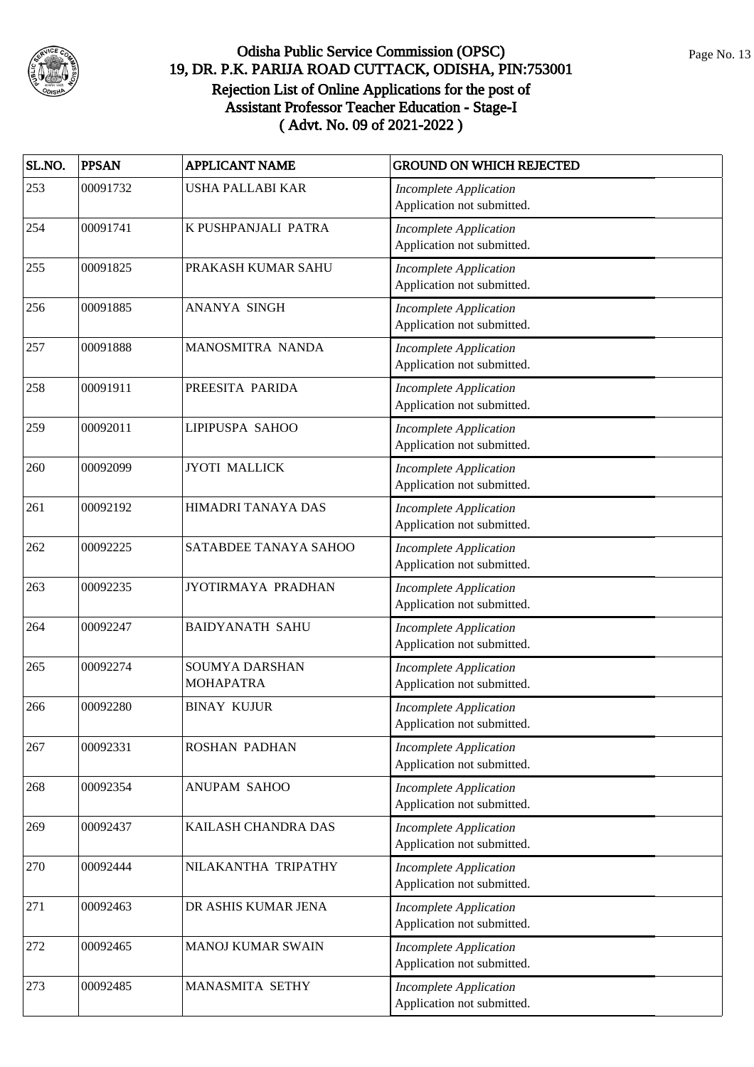# Odisha Public Service Commission (OPSC)
## 19, DR. P.K. PARIJA ROAD CUTTACK, ODISHA, PIN:753001
### Rejection List of Online Applications for the post of Assistant Professor Teacher Education - Stage-I ( Advt. No. 09 of 2021-2022 )

| SL.NO. | PPSAN | APPLICANT NAME | GROUND ON WHICH REJECTED |
|---|---|---|---|
| 253 | 00091732 | USHA PALLABI KAR | *Incomplete Application* Application not submitted. |
| 254 | 00091741 | K PUSHPANJALI PATRA | *Incomplete Application* Application not submitted. |
| 255 | 00091825 | PRAKASH KUMAR SAHU | *Incomplete Application* Application not submitted. |
| 256 | 00091885 | ANANYA SINGH | *Incomplete Application* Application not submitted. |
| 257 | 00091888 | MANOSMITRA NANDA | *Incomplete Application* Application not submitted. |
| 258 | 00091911 | PREESITA PARIDA | *Incomplete Application* Application not submitted. |
| 259 | 00092011 | LIPIPUSPA SAHOO | *Incomplete Application* Application not submitted. |
| 260 | 00092099 | JYOTI MALLICK | *Incomplete Application* Application not submitted. |
| 261 | 00092192 | HIMADRI TANAYA DAS | *Incomplete Application* Application not submitted. |
| 262 | 00092225 | SATABDEE TANAYA SAHOO | *Incomplete Application* Application not submitted. |
| 263 | 00092235 | JYOTIRMAYA PRADHAN | *Incomplete Application* Application not submitted. |
| 264 | 00092247 | BAIDYANATH SAHU | *Incomplete Application* Application not submitted. |
| 265 | 00092274 | SOUMYA DARSHAN MOHAPATRA | *Incomplete Application* Application not submitted. |
| 266 | 00092280 | BINAY KUJUR | *Incomplete Application* Application not submitted. |
| 267 | 00092331 | ROSHAN PADHAN | *Incomplete Application* Application not submitted. |
| 268 | 00092354 | ANUPAM SAHOO | *Incomplete Application* Application not submitted. |
| 269 | 00092437 | KAILASH CHANDRA DAS | *Incomplete Application* Application not submitted. |
| 270 | 00092444 | NILAKANTHA TRIPATHY | *Incomplete Application* Application not submitted. |
| 271 | 00092463 | DR ASHIS KUMAR JENA | *Incomplete Application* Application not submitted. |
| 272 | 00092465 | MANOJ KUMAR SWAIN | *Incomplete Application* Application not submitted. |
| 273 | 00092485 | MANASMITA SETHY | *Incomplete Application* Application not submitted. |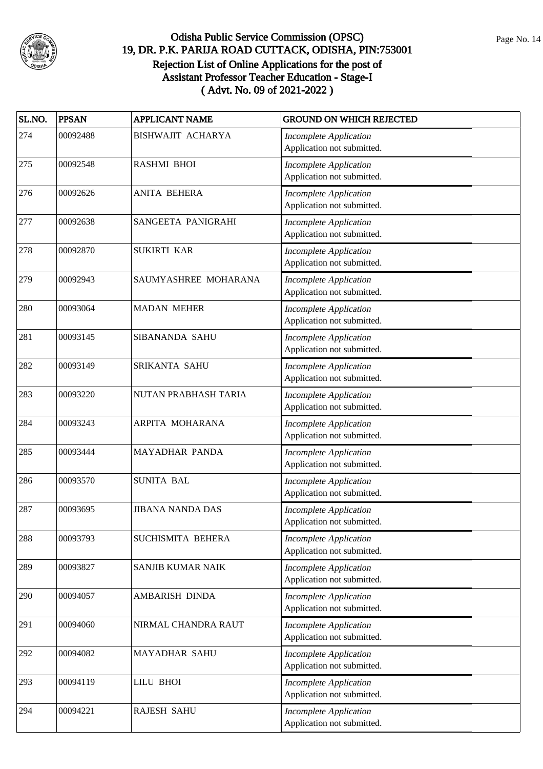# Odisha Public Service Commission (OPSC)
## 19, DR. P.K. PARIJA ROAD CUTTACK, ODISHA, PIN:753001
## Rejection List of Online Applications for the post of Assistant Professor Teacher Education - Stage-I
## ( Advt. No. 09 of 2021-2022 )

| SL.NO. | PPSAN | APPLICANT NAME | GROUND ON WHICH REJECTED |
|---|---|---|---|
| 274 | 00092488 | BISHWAJIT ACHARYA | *Incomplete Application* Application not submitted. |
| 275 | 00092548 | RASHMI BHOI | *Incomplete Application* Application not submitted. |
| 276 | 00092626 | ANITA BEHERA | *Incomplete Application* Application not submitted. |
| 277 | 00092638 | SANGEETA PANIGRAHI | *Incomplete Application* Application not submitted. |
| 278 | 00092870 | SUKIRTI KAR | *Incomplete Application* Application not submitted. |
| 279 | 00092943 | SAUMYASHREE MOHARANA | *Incomplete Application* Application not submitted. |
| 280 | 00093064 | MADAN MEHER | *Incomplete Application* Application not submitted. |
| 281 | 00093145 | SIBANANDA SAHU | *Incomplete Application* Application not submitted. |
| 282 | 00093149 | SRIKANTA SAHU | *Incomplete Application* Application not submitted. |
| 283 | 00093220 | NUTAN PRABHASH TARIA | *Incomplete Application* Application not submitted. |
| 284 | 00093243 | ARPITA MOHARANA | *Incomplete Application* Application not submitted. |
| 285 | 00093444 | MAYADHAR PANDA | *Incomplete Application* Application not submitted. |
| 286 | 00093570 | SUNITA BAL | *Incomplete Application* Application not submitted. |
| 287 | 00093695 | JIBANA NANDA DAS | *Incomplete Application* Application not submitted. |
| 288 | 00093793 | SUCHISMITA BEHERA | *Incomplete Application* Application not submitted. |
| 289 | 00093827 | SANJIB KUMAR NAIK | *Incomplete Application* Application not submitted. |
| 290 | 00094057 | AMBARISH DINDA | *Incomplete Application* Application not submitted. |
| 291 | 00094060 | NIRMAL CHANDRA RAUT | *Incomplete Application* Application not submitted. |
| 292 | 00094082 | MAYADHAR SAHU | *Incomplete Application* Application not submitted. |
| 293 | 00094119 | LILU BHOI | *Incomplete Application* Application not submitted. |
| 294 | 00094221 | RAJESH SAHU | *Incomplete Application* Application not submitted. |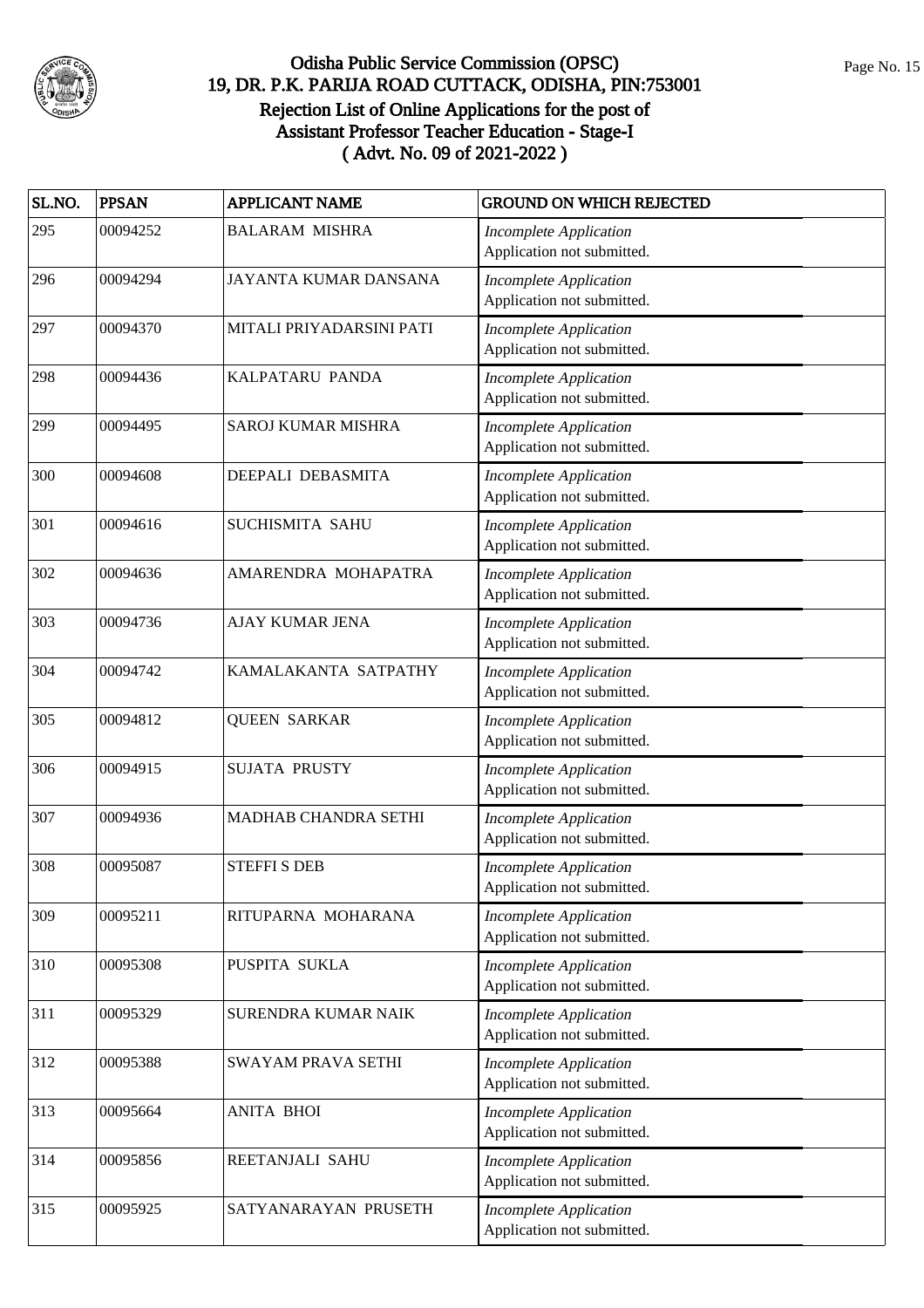# Odisha Public Service Commission (OPSC)

## 19, DR. P.K. PARIJA ROAD CUTTACK, ODISHA, PIN:753001

## Rejection List of Online Applications for the post of Assistant Professor Teacher Education - Stage-I ( Advt. No. 09 of 2021-2022 )

| SL.NO. | PPSAN | APPLICANT NAME | GROUND ON WHICH REJECTED |
|---|---|---|---|
| 295 | 00094252 | BALARAM MISHRA | *Incomplete Application* Application not submitted. |
| 296 | 00094294 | JAYANTA KUMAR DANSANA | *Incomplete Application* Application not submitted. |
| 297 | 00094370 | MITALI PRIYADARSINI PATI | *Incomplete Application* Application not submitted. |
| 298 | 00094436 | KALPATARU PANDA | *Incomplete Application* Application not submitted. |
| 299 | 00094495 | SAROJ KUMAR MISHRA | *Incomplete Application* Application not submitted. |
| 300 | 00094608 | DEEPALI DEBASMITA | *Incomplete Application* Application not submitted. |
| 301 | 00094616 | SUCHISMITA SAHU | *Incomplete Application* Application not submitted. |
| 302 | 00094636 | AMARENDRA MOHAPATRA | *Incomplete Application* Application not submitted. |
| 303 | 00094736 | AJAY KUMAR JENA | *Incomplete Application* Application not submitted. |
| 304 | 00094742 | KAMALAKANTA SATPATHY | *Incomplete Application* Application not submitted. |
| 305 | 00094812 | QUEEN SARKAR | *Incomplete Application* Application not submitted. |
| 306 | 00094915 | SUJATA PRUSTY | *Incomplete Application* Application not submitted. |
| 307 | 00094936 | MADHAB CHANDRA SETHI | *Incomplete Application* Application not submitted. |
| 308 | 00095087 | STEFFI S DEB | *Incomplete Application* Application not submitted. |
| 309 | 00095211 | RITUPARNA MOHARANA | *Incomplete Application* Application not submitted. |
| 310 | 00095308 | PUSPITA SUKLA | *Incomplete Application* Application not submitted. |
| 311 | 00095329 | SURENDRA KUMAR NAIK | *Incomplete Application* Application not submitted. |
| 312 | 00095388 | SWAYAM PRAVA SETHI | *Incomplete Application* Application not submitted. |
| 313 | 00095664 | ANITA BHOI | *Incomplete Application* Application not submitted. |
| 314 | 00095856 | REETANJALI SAHU | *Incomplete Application* Application not submitted. |
| 315 | 00095925 | SATYANARAYAN PRUSETH | *Incomplete Application* Application not submitted. |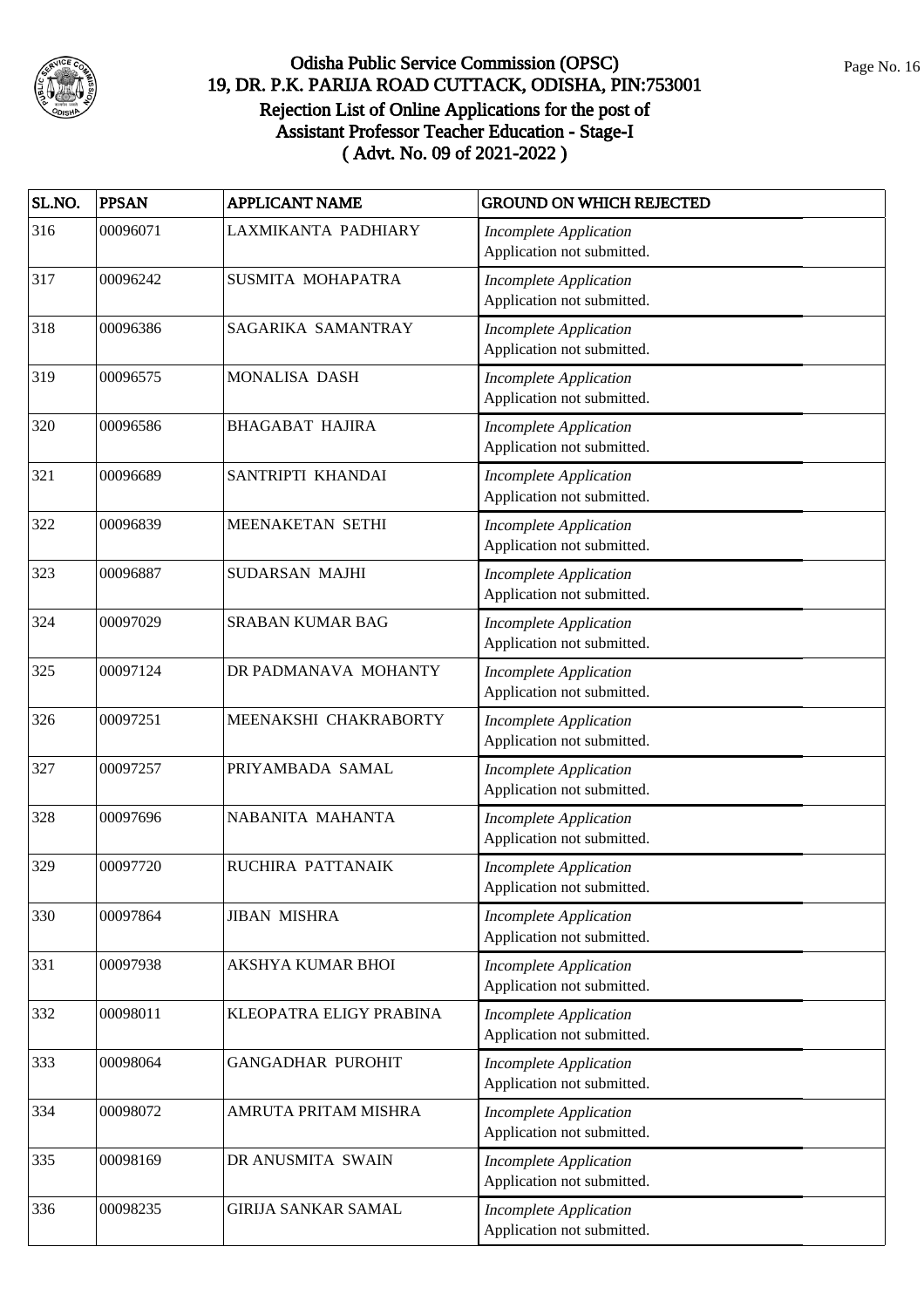# Odisha Public Service Commission (OPSC)
## 19, DR. P.K. PARIJA ROAD CUTTACK, ODISHA, PIN:753001
## Rejection List of Online Applications for the post of Assistant Professor Teacher Education - Stage-I
## ( Advt. No. 09 of 2021-2022 )

| SL.NO. | PPSAN | APPLICANT NAME | GROUND ON WHICH REJECTED |
|---|---|---|---|
| 316 | 00096071 | LAXMIKANTA PADHIARY | *Incomplete Application* Application not submitted. |
| 317 | 00096242 | SUSMITA MOHAPATRA | *Incomplete Application* Application not submitted. |
| 318 | 00096386 | SAGARIKA SAMANTRAY | *Incomplete Application* Application not submitted. |
| 319 | 00096575 | MONALISA DASH | *Incomplete Application* Application not submitted. |
| 320 | 00096586 | BHAGABAT HAJIRA | *Incomplete Application* Application not submitted. |
| 321 | 00096689 | SANTRIPTI KHANDAI | *Incomplete Application* Application not submitted. |
| 322 | 00096839 | MEENAKETAN SETHI | *Incomplete Application* Application not submitted. |
| 323 | 00096887 | SUDARSAN MAJHI | *Incomplete Application* Application not submitted. |
| 324 | 00097029 | SRABAN KUMAR BAG | *Incomplete Application* Application not submitted. |
| 325 | 00097124 | DR PADMANAVA MOHANTY | *Incomplete Application* Application not submitted. |
| 326 | 00097251 | MEENAKSHI CHAKRABORTY | *Incomplete Application* Application not submitted. |
| 327 | 00097257 | PRIYAMBADA SAMAL | *Incomplete Application* Application not submitted. |
| 328 | 00097696 | NABANITA MAHANTA | *Incomplete Application* Application not submitted. |
| 329 | 00097720 | RUCHIRA PATTANAIK | *Incomplete Application* Application not submitted. |
| 330 | 00097864 | JIBAN MISHRA | *Incomplete Application* Application not submitted. |
| 331 | 00097938 | AKSHYA KUMAR BHOI | *Incomplete Application* Application not submitted. |
| 332 | 00098011 | KLEOPATRA ELIGY PRABINA | *Incomplete Application* Application not submitted. |
| 333 | 00098064 | GANGADHAR PUROHIT | *Incomplete Application* Application not submitted. |
| 334 | 00098072 | AMRUTA PRITAM MISHRA | *Incomplete Application* Application not submitted. |
| 335 | 00098169 | DR ANUSMITA SWAIN | *Incomplete Application* Application not submitted. |
| 336 | 00098235 | GIRIJA SANKAR SAMAL | *Incomplete Application* Application not submitted. |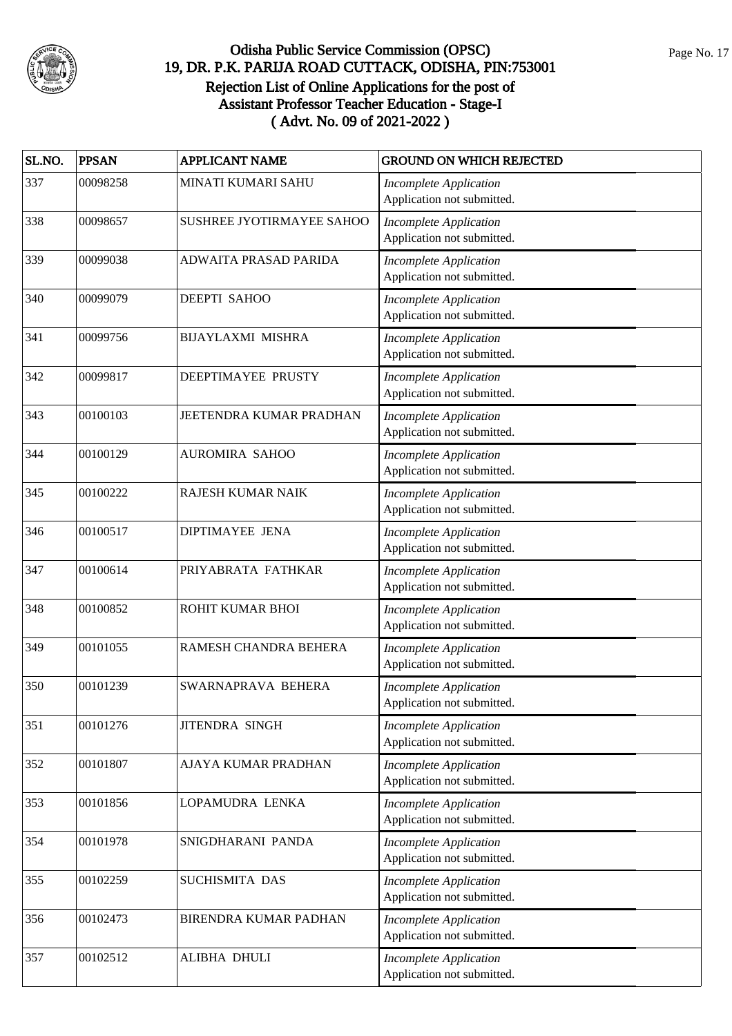# Odisha Public Service Commission (OPSC)
## 19, DR. P.K. PARIJA ROAD CUTTACK, ODISHA, PIN:753001
## Rejection List of Online Applications for the post of Assistant Professor Teacher Education - Stage-I
## ( Advt. No. 09 of 2021-2022 )

| SL.NO. | PPSAN | APPLICANT NAME | GROUND ON WHICH REJECTED |
|---|---|---|---|
| 337 | 00098258 | MINATI KUMARI SAHU | *Incomplete Application* Application not submitted. |
| 338 | 00098657 | SUSHREE JYOTIRMAYEE SAHOO | *Incomplete Application* Application not submitted. |
| 339 | 00099038 | ADWAITA PRASAD PARIDA | *Incomplete Application* Application not submitted. |
| 340 | 00099079 | DEEPTI SAHOO | *Incomplete Application* Application not submitted. |
| 341 | 00099756 | BIJAYLAXMI MISHRA | *Incomplete Application* Application not submitted. |
| 342 | 00099817 | DEEPTIMAYEE PRUSTY | *Incomplete Application* Application not submitted. |
| 343 | 00100103 | JEETENDRA KUMAR PRADHAN | *Incomplete Application* Application not submitted. |
| 344 | 00100129 | AUROMIRA SAHOO | *Incomplete Application* Application not submitted. |
| 345 | 00100222 | RAJESH KUMAR NAIK | *Incomplete Application* Application not submitted. |
| 346 | 00100517 | DIPTIMAYEE JENA | *Incomplete Application* Application not submitted. |
| 347 | 00100614 | PRIYABRATA FATHKAR | *Incomplete Application* Application not submitted. |
| 348 | 00100852 | ROHIT KUMAR BHOI | *Incomplete Application* Application not submitted. |
| 349 | 00101055 | RAMESH CHANDRA BEHERA | *Incomplete Application* Application not submitted. |
| 350 | 00101239 | SWARNAPRAVA BEHERA | *Incomplete Application* Application not submitted. |
| 351 | 00101276 | JITENDRA SINGH | *Incomplete Application* Application not submitted. |
| 352 | 00101807 | AJAYA KUMAR PRADHAN | *Incomplete Application* Application not submitted. |
| 353 | 00101856 | LOPAMUDRA LENKA | *Incomplete Application* Application not submitted. |
| 354 | 00101978 | SNIGDHARANI PANDA | *Incomplete Application* Application not submitted. |
| 355 | 00102259 | SUCHISMITA DAS | *Incomplete Application* Application not submitted. |
| 356 | 00102473 | BIRENDRA KUMAR PADHAN | *Incomplete Application* Application not submitted. |
| 357 | 00102512 | ALIBHA DHULI | *Incomplete Application* Application not submitted. |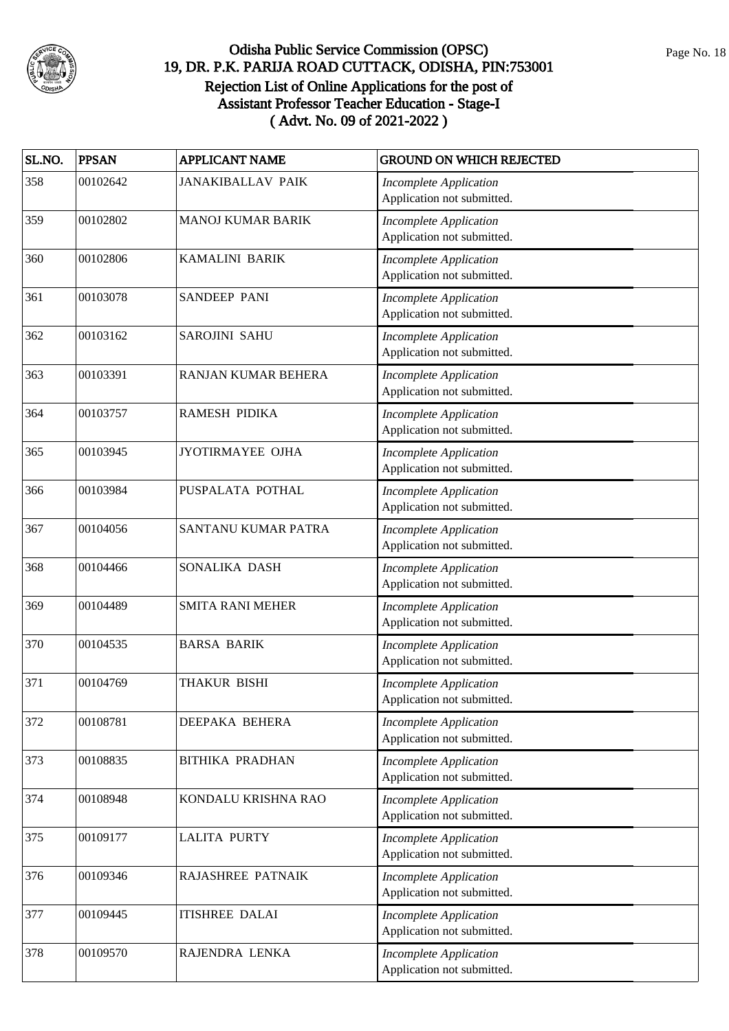# Odisha Public Service Commission (OPSC)
## 19, DR. P.K. PARIJA ROAD CUTTACK, ODISHA, PIN:753001
## Rejection List of Online Applications for the post of Assistant Professor Teacher Education - Stage-I
## ( Advt. No. 09 of 2021-2022 )

| SL.NO. | PPSAN | APPLICANT NAME | GROUND ON WHICH REJECTED |
|---|---|---|---|
| 358 | 00102642 | JANAKIBALLAV PAIK | *Incomplete Application* Application not submitted. |
| 359 | 00102802 | MANOJ KUMAR BARIK | *Incomplete Application* Application not submitted. |
| 360 | 00102806 | KAMALINI BARIK | *Incomplete Application* Application not submitted. |
| 361 | 00103078 | SANDEEP PANI | *Incomplete Application* Application not submitted. |
| 362 | 00103162 | SAROJINI SAHU | *Incomplete Application* Application not submitted. |
| 363 | 00103391 | RANJAN KUMAR BEHERA | *Incomplete Application* Application not submitted. |
| 364 | 00103757 | RAMESH PIDIKA | *Incomplete Application* Application not submitted. |
| 365 | 00103945 | JYOTIRMAYEE OJHA | *Incomplete Application* Application not submitted. |
| 366 | 00103984 | PUSPALATA POTHAL | *Incomplete Application* Application not submitted. |
| 367 | 00104056 | SANTANU KUMAR PATRA | *Incomplete Application* Application not submitted. |
| 368 | 00104466 | SONALIKA DASH | *Incomplete Application* Application not submitted. |
| 369 | 00104489 | SMITA RANI MEHER | *Incomplete Application* Application not submitted. |
| 370 | 00104535 | BARSA BARIK | *Incomplete Application* Application not submitted. |
| 371 | 00104769 | THAKUR BISHI | *Incomplete Application* Application not submitted. |
| 372 | 00108781 | DEEPAKA BEHERA | *Incomplete Application* Application not submitted. |
| 373 | 00108835 | BITHIKA PRADHAN | *Incomplete Application* Application not submitted. |
| 374 | 00108948 | KONDALU KRISHNA RAO | *Incomplete Application* Application not submitted. |
| 375 | 00109177 | LALITA PURTY | *Incomplete Application* Application not submitted. |
| 376 | 00109346 | RAJASHREE PATNAIK | *Incomplete Application* Application not submitted. |
| 377 | 00109445 | ITISHREE DALAI | *Incomplete Application* Application not submitted. |
| 378 | 00109570 | RAJENDRA LENKA | *Incomplete Application* Application not submitted. |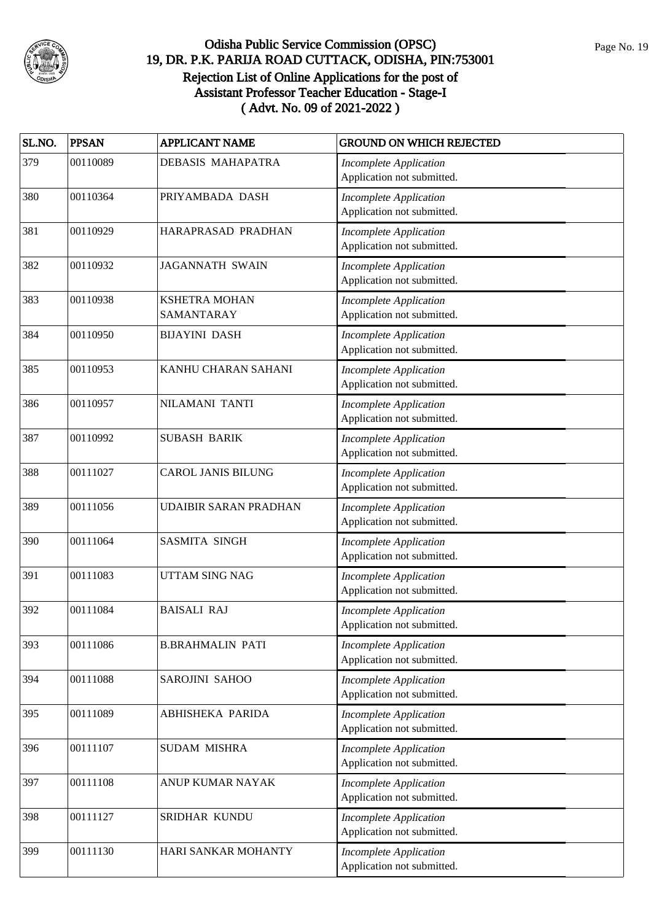# Odisha Public Service Commission (OPSC)
## 19, DR. P.K. PARIJA ROAD CUTTACK, ODISHA, PIN:753001
### Rejection List of Online Applications for the post of Assistant Professor Teacher Education - Stage-I ( Advt. No. 09 of 2021-2022 )

| SL.NO. | PPSAN | APPLICANT NAME | GROUND ON WHICH REJECTED |
|---|---|---|---|
| 379 | 00110089 | DEBASIS MAHAPATRA | *Incomplete Application* Application not submitted. |
| 380 | 00110364 | PRIYAMBADA DASH | *Incomplete Application* Application not submitted. |
| 381 | 00110929 | HARAPRASAD PRADHAN | *Incomplete Application* Application not submitted. |
| 382 | 00110932 | JAGANNATH SWAIN | *Incomplete Application* Application not submitted. |
| 383 | 00110938 | KSHETRA MOHAN SAMANTARAY | *Incomplete Application* Application not submitted. |
| 384 | 00110950 | BIJAYINI DASH | *Incomplete Application* Application not submitted. |
| 385 | 00110953 | KANHU CHARAN SAHANI | *Incomplete Application* Application not submitted. |
| 386 | 00110957 | NILAMANI TANTI | *Incomplete Application* Application not submitted. |
| 387 | 00110992 | SUBASH BARIK | *Incomplete Application* Application not submitted. |
| 388 | 00111027 | CAROL JANIS BILUNG | *Incomplete Application* Application not submitted. |
| 389 | 00111056 | UDAIBIR SARAN PRADHAN | *Incomplete Application* Application not submitted. |
| 390 | 00111064 | SASMITA SINGH | *Incomplete Application* Application not submitted. |
| 391 | 00111083 | UTTAM SING NAG | *Incomplete Application* Application not submitted. |
| 392 | 00111084 | BAISALI RAJ | *Incomplete Application* Application not submitted. |
| 393 | 00111086 | B.BRAHMALIN PATI | *Incomplete Application* Application not submitted. |
| 394 | 00111088 | SAROJINI SAHOO | *Incomplete Application* Application not submitted. |
| 395 | 00111089 | ABHISHEKA PARIDA | *Incomplete Application* Application not submitted. |
| 396 | 00111107 | SUDAM MISHRA | *Incomplete Application* Application not submitted. |
| 397 | 00111108 | ANUP KUMAR NAYAK | *Incomplete Application* Application not submitted. |
| 398 | 00111127 | SRIDHAR KUNDU | *Incomplete Application* Application not submitted. |
| 399 | 00111130 | HARI SANKAR MOHANTY | *Incomplete Application* Application not submitted. |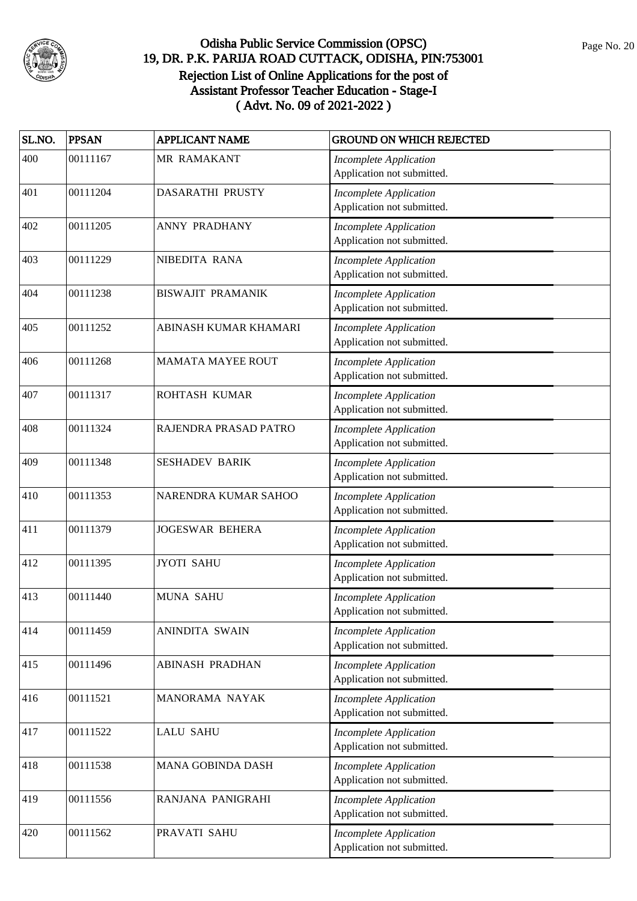# Odisha Public Service Commission (OPSC)
## 19, DR. P.K. PARIJA ROAD CUTTACK, ODISHA, PIN:753001
### Rejection List of Online Applications for the post of Assistant Professor Teacher Education - Stage-I ( Advt. No. 09 of 2021-2022 )

| SL.NO. | PPSAN | APPLICANT NAME | GROUND ON WHICH REJECTED |
|---|---|---|---|
| 400 | 00111167 | MR RAMAKANT | *Incomplete Application* Application not submitted. |
| 401 | 00111204 | DASARATHI PRUSTY | *Incomplete Application* Application not submitted. |
| 402 | 00111205 | ANNY PRADHANY | *Incomplete Application* Application not submitted. |
| 403 | 00111229 | NIBEDITA RANA | *Incomplete Application* Application not submitted. |
| 404 | 00111238 | BISWAJIT PRAMANIK | *Incomplete Application* Application not submitted. |
| 405 | 00111252 | ABINASH KUMAR KHAMARI | *Incomplete Application* Application not submitted. |
| 406 | 00111268 | MAMATA MAYEE ROUT | *Incomplete Application* Application not submitted. |
| 407 | 00111317 | ROHTASH KUMAR | *Incomplete Application* Application not submitted. |
| 408 | 00111324 | RAJENDRA PRASAD PATRO | *Incomplete Application* Application not submitted. |
| 409 | 00111348 | SESHADEV BARIK | *Incomplete Application* Application not submitted. |
| 410 | 00111353 | NARENDRA KUMAR SAHOO | *Incomplete Application* Application not submitted. |
| 411 | 00111379 | JOGESWAR BEHERA | *Incomplete Application* Application not submitted. |
| 412 | 00111395 | JYOTI SAHU | *Incomplete Application* Application not submitted. |
| 413 | 00111440 | MUNA SAHU | *Incomplete Application* Application not submitted. |
| 414 | 00111459 | ANINDITA SWAIN | *Incomplete Application* Application not submitted. |
| 415 | 00111496 | ABINASH PRADHAN | *Incomplete Application* Application not submitted. |
| 416 | 00111521 | MANORAMA NAYAK | *Incomplete Application* Application not submitted. |
| 417 | 00111522 | LALU SAHU | *Incomplete Application* Application not submitted. |
| 418 | 00111538 | MANA GOBINDA DASH | *Incomplete Application* Application not submitted. |
| 419 | 00111556 | RANJANA PANIGRAHI | *Incomplete Application* Application not submitted. |
| 420 | 00111562 | PRAVATI SAHU | *Incomplete Application* Application not submitted. |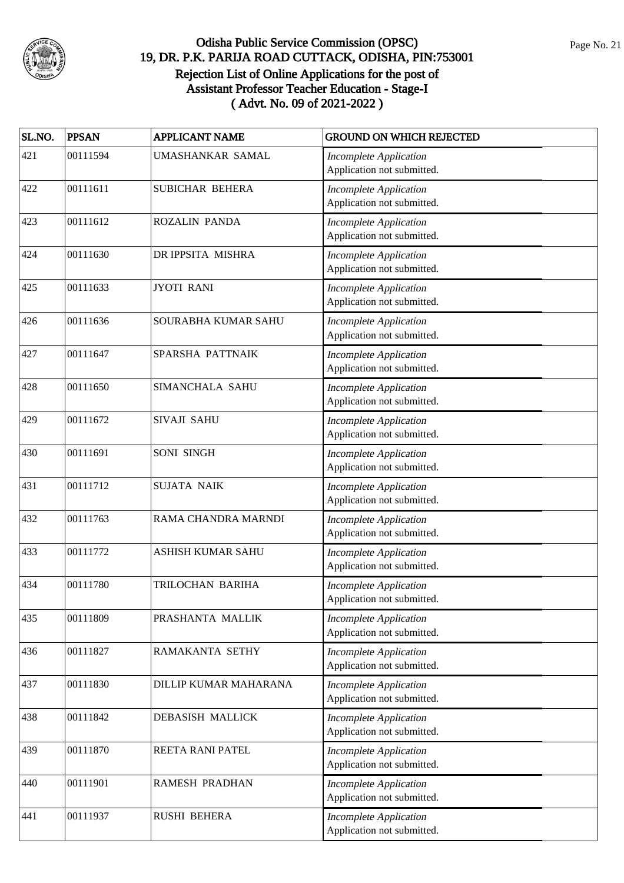# Odisha Public Service Commission (OPSC)
## 19, DR. P.K. PARIJA ROAD CUTTACK, ODISHA, PIN:753001
## Rejection List of Online Applications for the post of Assistant Professor Teacher Education - Stage-I
## ( Advt. No. 09 of 2021-2022 )

| SL.NO. | PPSAN | APPLICANT NAME | GROUND ON WHICH REJECTED |
|---|---|---|---|
| 421 | 00111594 | UMASHANKAR SAMAL | *Incomplete Application* Application not submitted. |
| 422 | 00111611 | SUBICHAR BEHERA | *Incomplete Application* Application not submitted. |
| 423 | 00111612 | ROZALIN PANDA | *Incomplete Application* Application not submitted. |
| 424 | 00111630 | DR IPPSITA MISHRA | *Incomplete Application* Application not submitted. |
| 425 | 00111633 | JYOTI RANI | *Incomplete Application* Application not submitted. |
| 426 | 00111636 | SOURABHA KUMAR SAHU | *Incomplete Application* Application not submitted. |
| 427 | 00111647 | SPARSHA PATTNAIK | *Incomplete Application* Application not submitted. |
| 428 | 00111650 | SIMANCHALA SAHU | *Incomplete Application* Application not submitted. |
| 429 | 00111672 | SIVAJI SAHU | *Incomplete Application* Application not submitted. |
| 430 | 00111691 | SONI SINGH | *Incomplete Application* Application not submitted. |
| 431 | 00111712 | SUJATA NAIK | *Incomplete Application* Application not submitted. |
| 432 | 00111763 | RAMA CHANDRA MARNDI | *Incomplete Application* Application not submitted. |
| 433 | 00111772 | ASHISH KUMAR SAHU | *Incomplete Application* Application not submitted. |
| 434 | 00111780 | TRILOCHAN BARIHA | *Incomplete Application* Application not submitted. |
| 435 | 00111809 | PRASHANTA MALLIK | *Incomplete Application* Application not submitted. |
| 436 | 00111827 | RAMAKANTA SETHY | *Incomplete Application* Application not submitted. |
| 437 | 00111830 | DILLIP KUMAR MAHARANA | *Incomplete Application* Application not submitted. |
| 438 | 00111842 | DEBASISH MALLICK | *Incomplete Application* Application not submitted. |
| 439 | 00111870 | REETA RANI PATEL | *Incomplete Application* Application not submitted. |
| 440 | 00111901 | RAMESH PRADHAN | *Incomplete Application* Application not submitted. |
| 441 | 00111937 | RUSHI BEHERA | *Incomplete Application* Application not submitted. |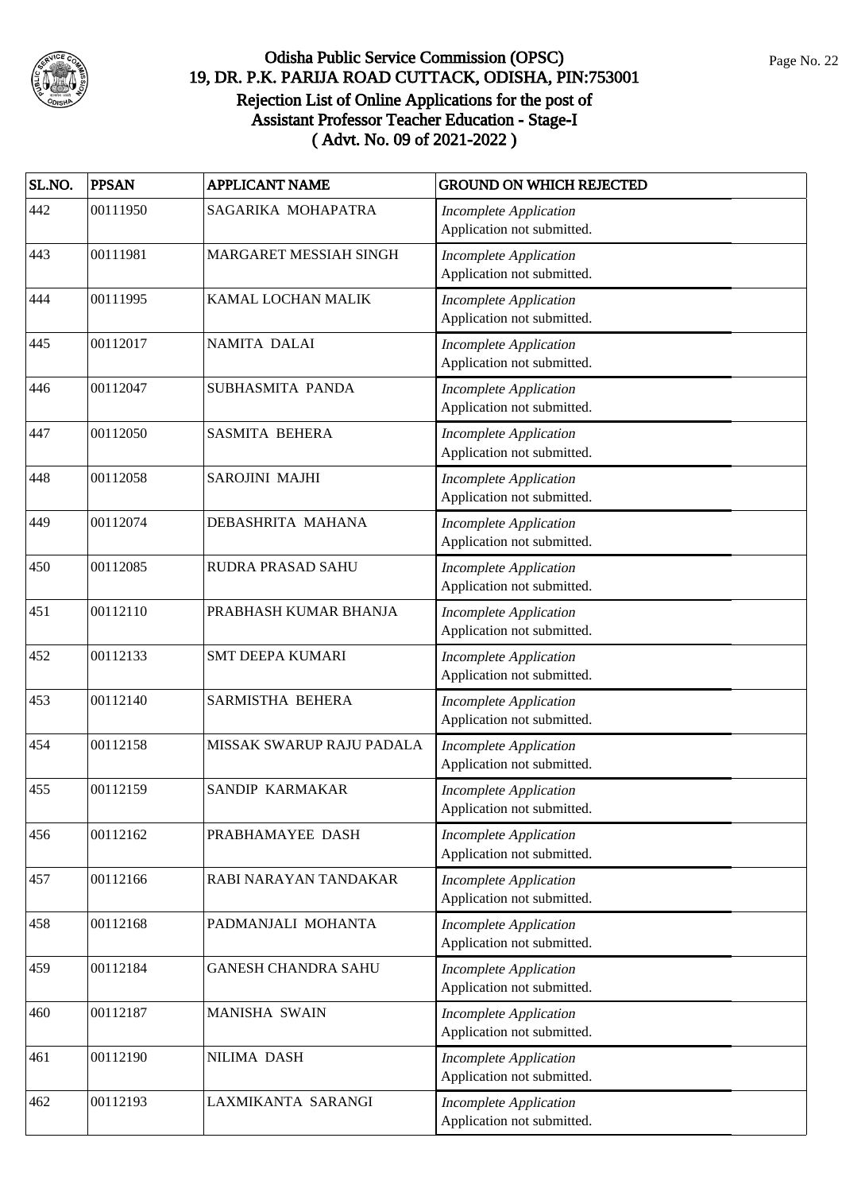# Odisha Public Service Commission (OPSC)
## 19, DR. P.K. PARIJA ROAD CUTTACK, ODISHA, PIN:753001
## Rejection List of Online Applications for the post of Assistant Professor Teacher Education - Stage-I
## ( Advt. No. 09 of 2021-2022 )

| SL.NO. | PPSAN | APPLICANT NAME | GROUND ON WHICH REJECTED |
|---|---|---|---|
| 442 | 00111950 | SAGARIKA MOHAPATRA | *Incomplete Application* Application not submitted. |
| 443 | 00111981 | MARGARET MESSIAH SINGH | *Incomplete Application* Application not submitted. |
| 444 | 00111995 | KAMAL LOCHAN MALIK | *Incomplete Application* Application not submitted. |
| 445 | 00112017 | NAMITA DALAI | *Incomplete Application* Application not submitted. |
| 446 | 00112047 | SUBHASMITA PANDA | *Incomplete Application* Application not submitted. |
| 447 | 00112050 | SASMITA BEHERA | *Incomplete Application* Application not submitted. |
| 448 | 00112058 | SAROJINI MAJHI | *Incomplete Application* Application not submitted. |
| 449 | 00112074 | DEBASHRITA MAHANA | *Incomplete Application* Application not submitted. |
| 450 | 00112085 | RUDRA PRASAD SAHU | *Incomplete Application* Application not submitted. |
| 451 | 00112110 | PRABHASH KUMAR BHANJA | *Incomplete Application* Application not submitted. |
| 452 | 00112133 | SMT DEEPA KUMARI | *Incomplete Application* Application not submitted. |
| 453 | 00112140 | SARMISTHA BEHERA | *Incomplete Application* Application not submitted. |
| 454 | 00112158 | MISSAK SWARUP RAJU PADALA | *Incomplete Application* Application not submitted. |
| 455 | 00112159 | SANDIP KARMAKAR | *Incomplete Application* Application not submitted. |
| 456 | 00112162 | PRABHAMAYEE DASH | *Incomplete Application* Application not submitted. |
| 457 | 00112166 | RABI NARAYAN TANDAKAR | *Incomplete Application* Application not submitted. |
| 458 | 00112168 | PADMANJALI MOHANTA | *Incomplete Application* Application not submitted. |
| 459 | 00112184 | GANESH CHANDRA SAHU | *Incomplete Application* Application not submitted. |
| 460 | 00112187 | MANISHA SWAIN | *Incomplete Application* Application not submitted. |
| 461 | 00112190 | NILIMA DASH | *Incomplete Application* Application not submitted. |
| 462 | 00112193 | LAXMIKANTA SARANGI | *Incomplete Application* Application not submitted. |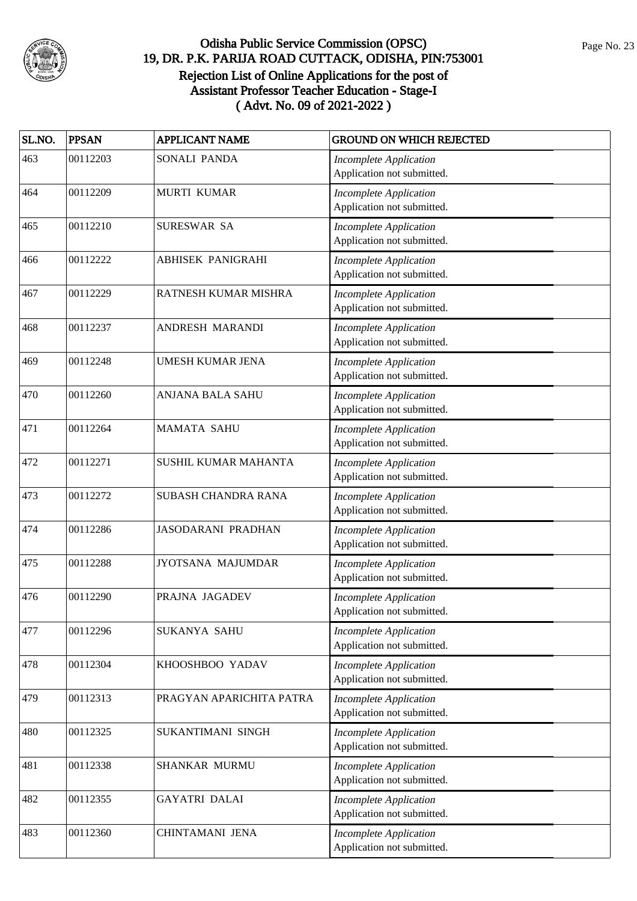# Odisha Public Service Commission (OPSC)

## 19, DR. P.K. PARIJA ROAD CUTTACK, ODISHA, PIN:753001

### Rejection List of Online Applications for the post of Assistant Professor Teacher Education - Stage-I ( Advt. No. 09 of 2021-2022 )

| SL.NO. | PPSAN | APPLICANT NAME | GROUND ON WHICH REJECTED |
|---|---|---|---|
| 463 | 00112203 | SONALI PANDA | *Incomplete Application* Application not submitted. |
| 464 | 00112209 | MURTI KUMAR | *Incomplete Application* Application not submitted. |
| 465 | 00112210 | SURESWAR SA | *Incomplete Application* Application not submitted. |
| 466 | 00112222 | ABHISEK PANIGRAHI | *Incomplete Application* Application not submitted. |
| 467 | 00112229 | RATNESH KUMAR MISHRA | *Incomplete Application* Application not submitted. |
| 468 | 00112237 | ANDRESH MARANDI | *Incomplete Application* Application not submitted. |
| 469 | 00112248 | UMESH KUMAR JENA | *Incomplete Application* Application not submitted. |
| 470 | 00112260 | ANJANA BALA SAHU | *Incomplete Application* Application not submitted. |
| 471 | 00112264 | MAMATA SAHU | *Incomplete Application* Application not submitted. |
| 472 | 00112271 | SUSHIL KUMAR MAHANTA | *Incomplete Application* Application not submitted. |
| 473 | 00112272 | SUBASH CHANDRA RANA | *Incomplete Application* Application not submitted. |
| 474 | 00112286 | JASODARANI PRADHAN | *Incomplete Application* Application not submitted. |
| 475 | 00112288 | JYOTSANA MAJUMDAR | *Incomplete Application* Application not submitted. |
| 476 | 00112290 | PRAJNA JAGADEV | *Incomplete Application* Application not submitted. |
| 477 | 00112296 | SUKANYA SAHU | *Incomplete Application* Application not submitted. |
| 478 | 00112304 | KHOOSHBOO YADAV | *Incomplete Application* Application not submitted. |
| 479 | 00112313 | PRAGYAN APARICHITA PATRA | *Incomplete Application* Application not submitted. |
| 480 | 00112325 | SUKANTIMANI SINGH | *Incomplete Application* Application not submitted. |
| 481 | 00112338 | SHANKAR MURMU | *Incomplete Application* Application not submitted. |
| 482 | 00112355 | GAYATRI DALAI | *Incomplete Application* Application not submitted. |
| 483 | 00112360 | CHINTAMANI JENA | *Incomplete Application* Application not submitted. |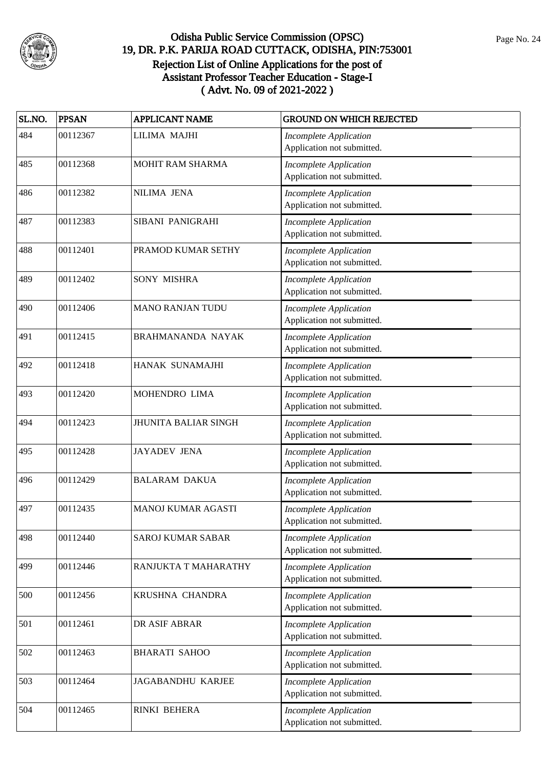# Odisha Public Service Commission (OPSC)
## 19, DR. P.K. PARIJA ROAD CUTTACK, ODISHA, PIN:753001
## Rejection List of Online Applications for the post of Assistant Professor Teacher Education - Stage-I
## ( Advt. No. 09 of 2021-2022 )

| SL.NO. | PPSAN | APPLICANT NAME | GROUND ON WHICH REJECTED |
|---|---|---|---|
| 484 | 00112367 | LILIMA MAJHI | *Incomplete Application* Application not submitted. |
| 485 | 00112368 | MOHIT RAM SHARMA | *Incomplete Application* Application not submitted. |
| 486 | 00112382 | NILIMA JENA | *Incomplete Application* Application not submitted. |
| 487 | 00112383 | SIBANI PANIGRAHI | *Incomplete Application* Application not submitted. |
| 488 | 00112401 | PRAMOD KUMAR SETHY | *Incomplete Application* Application not submitted. |
| 489 | 00112402 | SONY MISHRA | *Incomplete Application* Application not submitted. |
| 490 | 00112406 | MANO RANJAN TUDU | *Incomplete Application* Application not submitted. |
| 491 | 00112415 | BRAHMANANDA NAYAK | *Incomplete Application* Application not submitted. |
| 492 | 00112418 | HANAK SUNAMAJHI | *Incomplete Application* Application not submitted. |
| 493 | 00112420 | MOHENDRO LIMA | *Incomplete Application* Application not submitted. |
| 494 | 00112423 | JHUNITA BALIAR SINGH | *Incomplete Application* Application not submitted. |
| 495 | 00112428 | JAYADEV JENA | *Incomplete Application* Application not submitted. |
| 496 | 00112429 | BALARAM DAKUA | *Incomplete Application* Application not submitted. |
| 497 | 00112435 | MANOJ KUMAR AGASTI | *Incomplete Application* Application not submitted. |
| 498 | 00112440 | SAROJ KUMAR SABAR | *Incomplete Application* Application not submitted. |
| 499 | 00112446 | RANJUKTA T MAHARATHY | *Incomplete Application* Application not submitted. |
| 500 | 00112456 | KRUSHNA CHANDRA | *Incomplete Application* Application not submitted. |
| 501 | 00112461 | DR ASIF ABRAR | *Incomplete Application* Application not submitted. |
| 502 | 00112463 | BHARATI SAHOO | *Incomplete Application* Application not submitted. |
| 503 | 00112464 | JAGABANDHU KARJEE | *Incomplete Application* Application not submitted. |
| 504 | 00112465 | RINKI BEHERA | *Incomplete Application* Application not submitted. |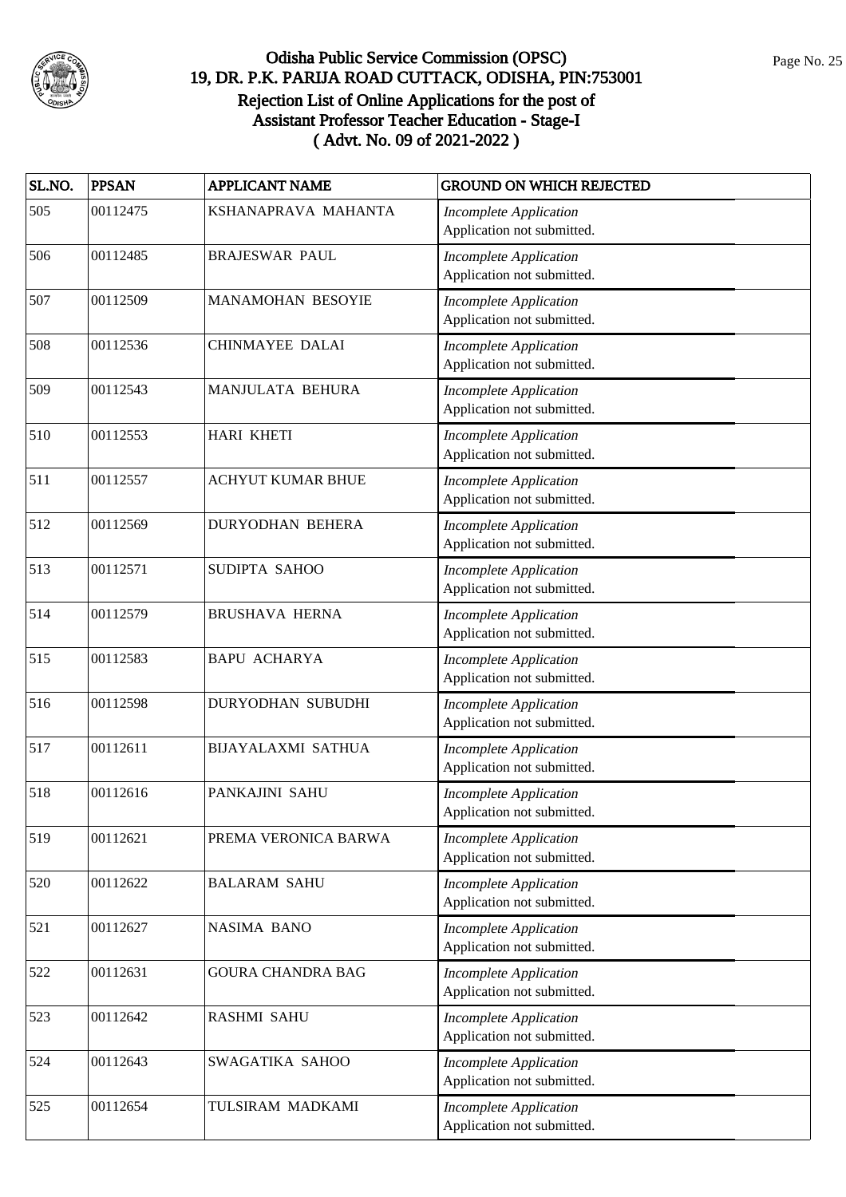# Odisha Public Service Commission (OPSC)

## 19, DR. P.K. PARIJA ROAD CUTTACK, ODISHA, PIN:753001

## Rejection List of Online Applications for the post of Assistant Professor Teacher Education - Stage-I

## ( Advt. No. 09 of 2021-2022 )

| SL.NO. | PPSAN | APPLICANT NAME | GROUND ON WHICH REJECTED |
|---|---|---|---|
| 505 | 00112475 | KSHANAPRAVA MAHANTA | *Incomplete Application* Application not submitted. |
| 506 | 00112485 | BRAJESWAR PAUL | *Incomplete Application* Application not submitted. |
| 507 | 00112509 | MANAMOHAN BESOYIE | *Incomplete Application* Application not submitted. |
| 508 | 00112536 | CHINMAYEE DALAI | *Incomplete Application* Application not submitted. |
| 509 | 00112543 | MANJULATA BEHURA | *Incomplete Application* Application not submitted. |
| 510 | 00112553 | HARI KHETI | *Incomplete Application* Application not submitted. |
| 511 | 00112557 | ACHYUT KUMAR BHUE | *Incomplete Application* Application not submitted. |
| 512 | 00112569 | DURYODHAN BEHERA | *Incomplete Application* Application not submitted. |
| 513 | 00112571 | SUDIPTA SAHOO | *Incomplete Application* Application not submitted. |
| 514 | 00112579 | BRUSHAVA HERNA | *Incomplete Application* Application not submitted. |
| 515 | 00112583 | BAPU ACHARYA | *Incomplete Application* Application not submitted. |
| 516 | 00112598 | DURYODHAN SUBUDHI | *Incomplete Application* Application not submitted. |
| 517 | 00112611 | BIJAYALAXMI SATHUA | *Incomplete Application* Application not submitted. |
| 518 | 00112616 | PANKAJINI SAHU | *Incomplete Application* Application not submitted. |
| 519 | 00112621 | PREMA VERONICA BARWA | *Incomplete Application* Application not submitted. |
| 520 | 00112622 | BALARAM SAHU | *Incomplete Application* Application not submitted. |
| 521 | 00112627 | NASIMA BANO | *Incomplete Application* Application not submitted. |
| 522 | 00112631 | GOURA CHANDRA BAG | *Incomplete Application* Application not submitted. |
| 523 | 00112642 | RASHMI SAHU | *Incomplete Application* Application not submitted. |
| 524 | 00112643 | SWAGATIKA SAHOO | *Incomplete Application* Application not submitted. |
| 525 | 00112654 | TULSIRAM MADKAMI | *Incomplete Application* Application not submitted. |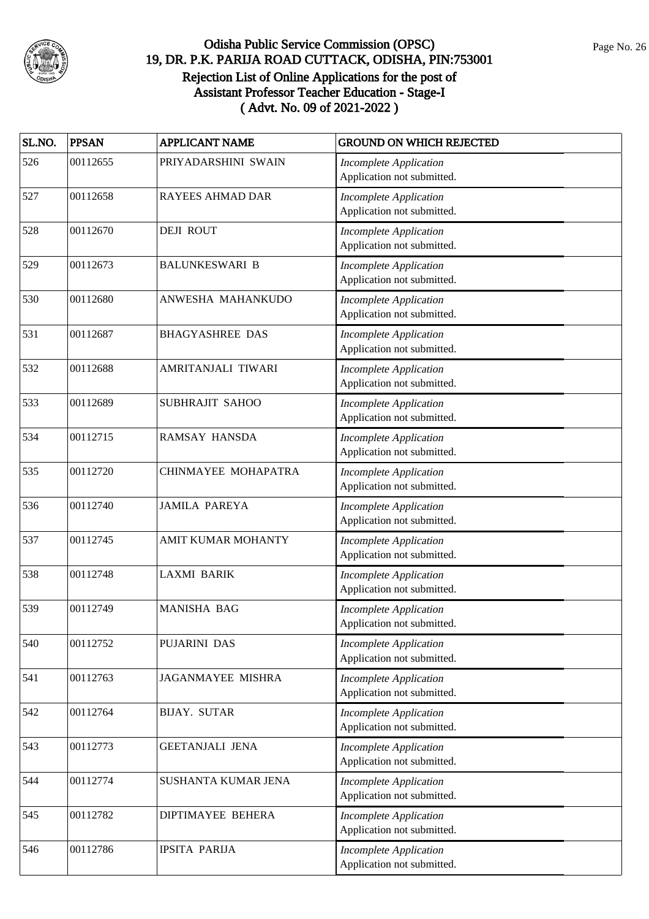# Odisha Public Service Commission (OPSC)
## 19, DR. P.K. PARIJA ROAD CUTTACK, ODISHA, PIN:753001
### Rejection List of Online Applications for the post of Assistant Professor Teacher Education - Stage-I
### ( Advt. No. 09 of 2021-2022 )

| SL.NO. | PPSAN | APPLICANT NAME | GROUND ON WHICH REJECTED |
|---|---|---|---|
| 526 | 00112655 | PRIYADARSHINI SWAIN | *Incomplete Application* Application not submitted. |
| 527 | 00112658 | RAYEES AHMAD DAR | *Incomplete Application* Application not submitted. |
| 528 | 00112670 | DEJI ROUT | *Incomplete Application* Application not submitted. |
| 529 | 00112673 | BALUNKESWARI B | *Incomplete Application* Application not submitted. |
| 530 | 00112680 | ANWESHA MAHANKUDO | *Incomplete Application* Application not submitted. |
| 531 | 00112687 | BHAGYASHREE DAS | *Incomplete Application* Application not submitted. |
| 532 | 00112688 | AMRITANJALI TIWARI | *Incomplete Application* Application not submitted. |
| 533 | 00112689 | SUBHRAJIT SAHOO | *Incomplete Application* Application not submitted. |
| 534 | 00112715 | RAMSAY HANSDA | *Incomplete Application* Application not submitted. |
| 535 | 00112720 | CHINMAYEE MOHAPATRA | *Incomplete Application* Application not submitted. |
| 536 | 00112740 | JAMILA PAREYA | *Incomplete Application* Application not submitted. |
| 537 | 00112745 | AMIT KUMAR MOHANTY | *Incomplete Application* Application not submitted. |
| 538 | 00112748 | LAXMI BARIK | *Incomplete Application* Application not submitted. |
| 539 | 00112749 | MANISHA BAG | *Incomplete Application* Application not submitted. |
| 540 | 00112752 | PUJARINI DAS | *Incomplete Application* Application not submitted. |
| 541 | 00112763 | JAGANMAYEE MISHRA | *Incomplete Application* Application not submitted. |
| 542 | 00112764 | BIJAY. SUTAR | *Incomplete Application* Application not submitted. |
| 543 | 00112773 | GEETANJALI JENA | *Incomplete Application* Application not submitted. |
| 544 | 00112774 | SUSHANTA KUMAR JENA | *Incomplete Application* Application not submitted. |
| 545 | 00112782 | DIPTIMAYEE BEHERA | *Incomplete Application* Application not submitted. |
| 546 | 00112786 | IPSITA PARIJA | *Incomplete Application* Application not submitted. |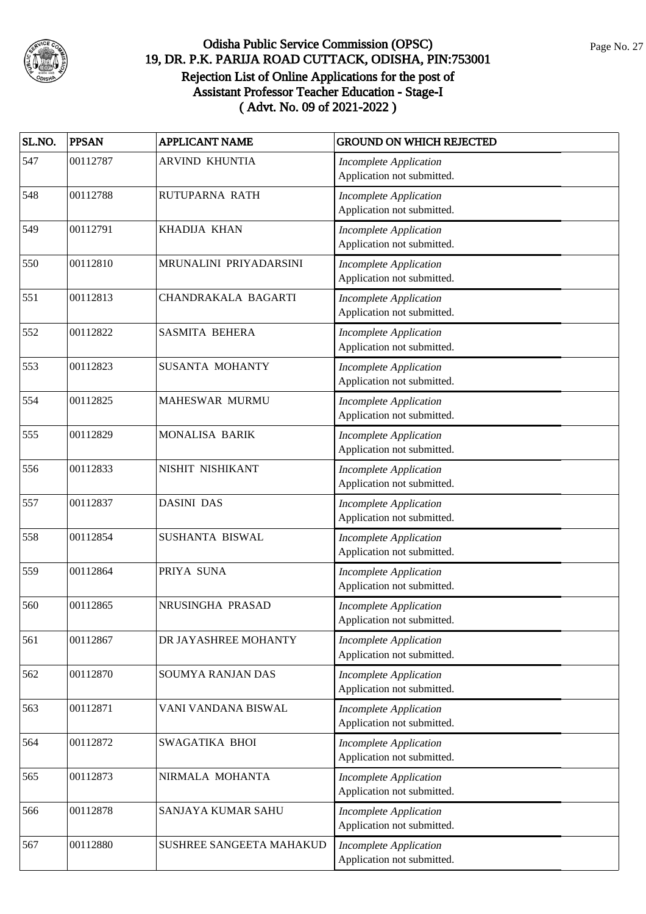# Odisha Public Service Commission (OPSC)
## 19, DR. P.K. PARIJA ROAD CUTTACK, ODISHA, PIN:753001
## Rejection List of Online Applications for the post of Assistant Professor Teacher Education - Stage-I
## ( Advt. No. 09 of 2021-2022 )

| SL.NO. | PPSAN | APPLICANT NAME | GROUND ON WHICH REJECTED |
|---|---|---|---|
| 547 | 00112787 | ARVIND KHUNTIA | *Incomplete Application* Application not submitted. |
| 548 | 00112788 | RUTUPARNA RATH | *Incomplete Application* Application not submitted. |
| 549 | 00112791 | KHADIJA KHAN | *Incomplete Application* Application not submitted. |
| 550 | 00112810 | MRUNALINI PRIYADARSINI | *Incomplete Application* Application not submitted. |
| 551 | 00112813 | CHANDRAKALA BAGARTI | *Incomplete Application* Application not submitted. |
| 552 | 00112822 | SASMITA BEHERA | *Incomplete Application* Application not submitted. |
| 553 | 00112823 | SUSANTA MOHANTY | *Incomplete Application* Application not submitted. |
| 554 | 00112825 | MAHESWAR MURMU | *Incomplete Application* Application not submitted. |
| 555 | 00112829 | MONALISA BARIK | *Incomplete Application* Application not submitted. |
| 556 | 00112833 | NISHIT NISHIKANT | *Incomplete Application* Application not submitted. |
| 557 | 00112837 | DASINI DAS | *Incomplete Application* Application not submitted. |
| 558 | 00112854 | SUSHANTA BISWAL | *Incomplete Application* Application not submitted. |
| 559 | 00112864 | PRIYA SUNA | *Incomplete Application* Application not submitted. |
| 560 | 00112865 | NRUSINGHA PRASAD | *Incomplete Application* Application not submitted. |
| 561 | 00112867 | DR JAYASHREE MOHANTY | *Incomplete Application* Application not submitted. |
| 562 | 00112870 | SOUMYA RANJAN DAS | *Incomplete Application* Application not submitted. |
| 563 | 00112871 | VANI VANDANA BISWAL | *Incomplete Application* Application not submitted. |
| 564 | 00112872 | SWAGATIKA BHOI | *Incomplete Application* Application not submitted. |
| 565 | 00112873 | NIRMALA MOHANTA | *Incomplete Application* Application not submitted. |
| 566 | 00112878 | SANJAYA KUMAR SAHU | *Incomplete Application* Application not submitted. |
| 567 | 00112880 | SUSHREE SANGEETA MAHAKUD | *Incomplete Application* Application not submitted. |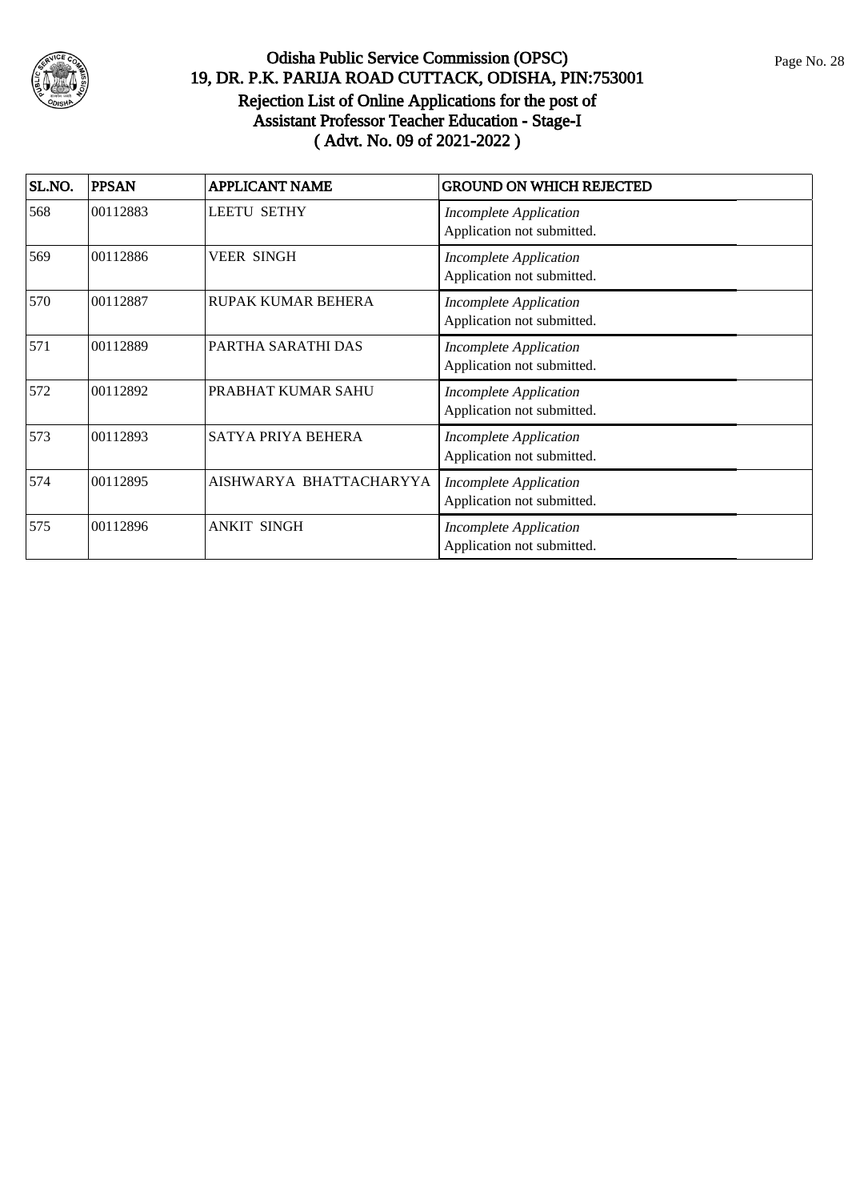# Odisha Public Service Commission (OPSC)
## 19, DR. P.K. PARIJA ROAD CUTTACK, ODISHA, PIN:753001
## Rejection List of Online Applications for the post of Assistant Professor Teacher Education - Stage-I
## ( Advt. No. 09 of 2021-2022 )

| SL.NO. | PPSAN | APPLICANT NAME | GROUND ON WHICH REJECTED |
|---|---|---|---|
| 568 | 00112883 | LEETU SETHY | *Incomplete Application* Application not submitted. |
| 569 | 00112886 | VEER SINGH | *Incomplete Application* Application not submitted. |
| 570 | 00112887 | RUPAK KUMAR BEHERA | *Incomplete Application* Application not submitted. |
| 571 | 00112889 | PARTHA SARATHI DAS | *Incomplete Application* Application not submitted. |
| 572 | 00112892 | PRABHAT KUMAR SAHU | *Incomplete Application* Application not submitted. |
| 573 | 00112893 | SATYA PRIYA BEHERA | *Incomplete Application* Application not submitted. |
| 574 | 00112895 | AISHWARYA BHATTACHARYYA | *Incomplete Application* Application not submitted. |
| 575 | 00112896 | ANKIT SINGH | *Incomplete Application* Application not submitted. |